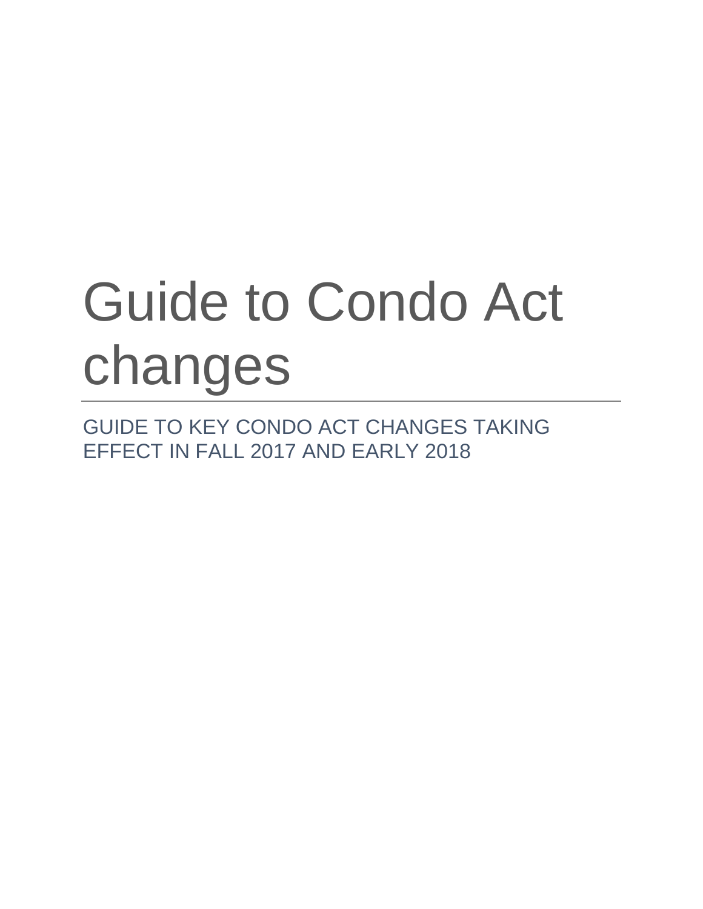# Guide to Condo Act changes

GUIDE TO KEY CONDO ACT CHANGES TAKING EFFECT IN FALL 2017 AND EARLY 2018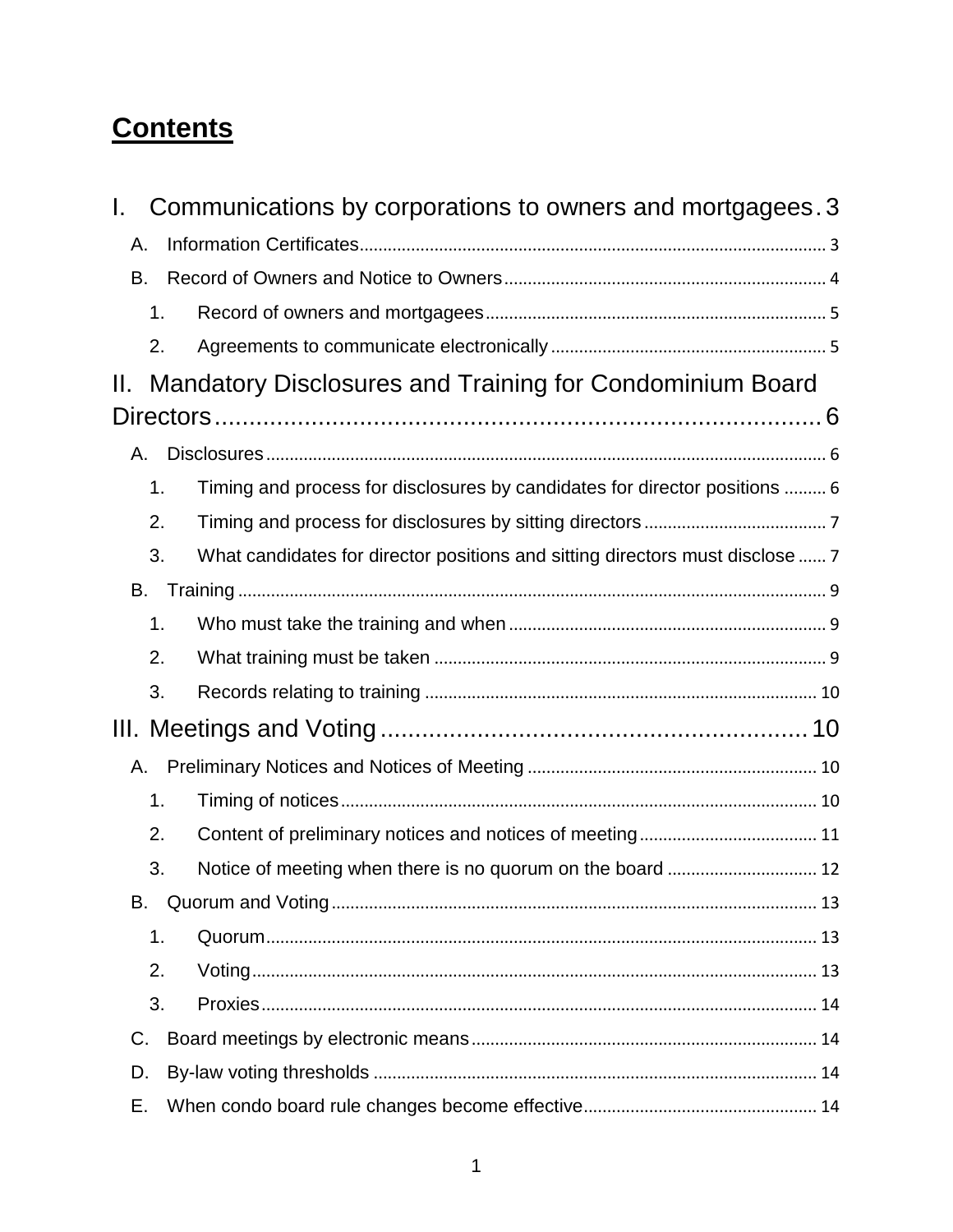# Contents

I. Communications by corporations to owners and mortgagees . 3

- A. Information Certificates ... 3
- B. Record of Owners and Notice to Owners ... 4
  - 1. Record of owners and mortgagees ... 5
  - 2. Agreements to communicate electronically ... 5

II. Mandatory Disclosures and Training for Condominium Board Directors ... 6

- A. Disclosures ... 6
  - 1. Timing and process for disclosures by candidates for director positions ... 6
  - 2. Timing and process for disclosures by sitting directors ... 7
  - 3. What candidates for director positions and sitting directors must disclose ... 7
- B. Training ... 9
  - 1. Who must take the training and when ... 9
  - 2. What training must be taken ... 9
  - 3. Records relating to training ... 10

III. Meetings and Voting ... 10

- A. Preliminary Notices and Notices of Meeting ... 10
  - 1. Timing of notices ... 10
  - 2. Content of preliminary notices and notices of meeting ... 11
  - 3. Notice of meeting when there is no quorum on the board ... 12
- B. Quorum and Voting ... 13
  - 1. Quorum ... 13
  - 2. Voting ... 13
  - 3. Proxies ... 14
- C. Board meetings by electronic means ... 14
- D. By-law voting thresholds ... 14
- E. When condo board rule changes become effective ... 14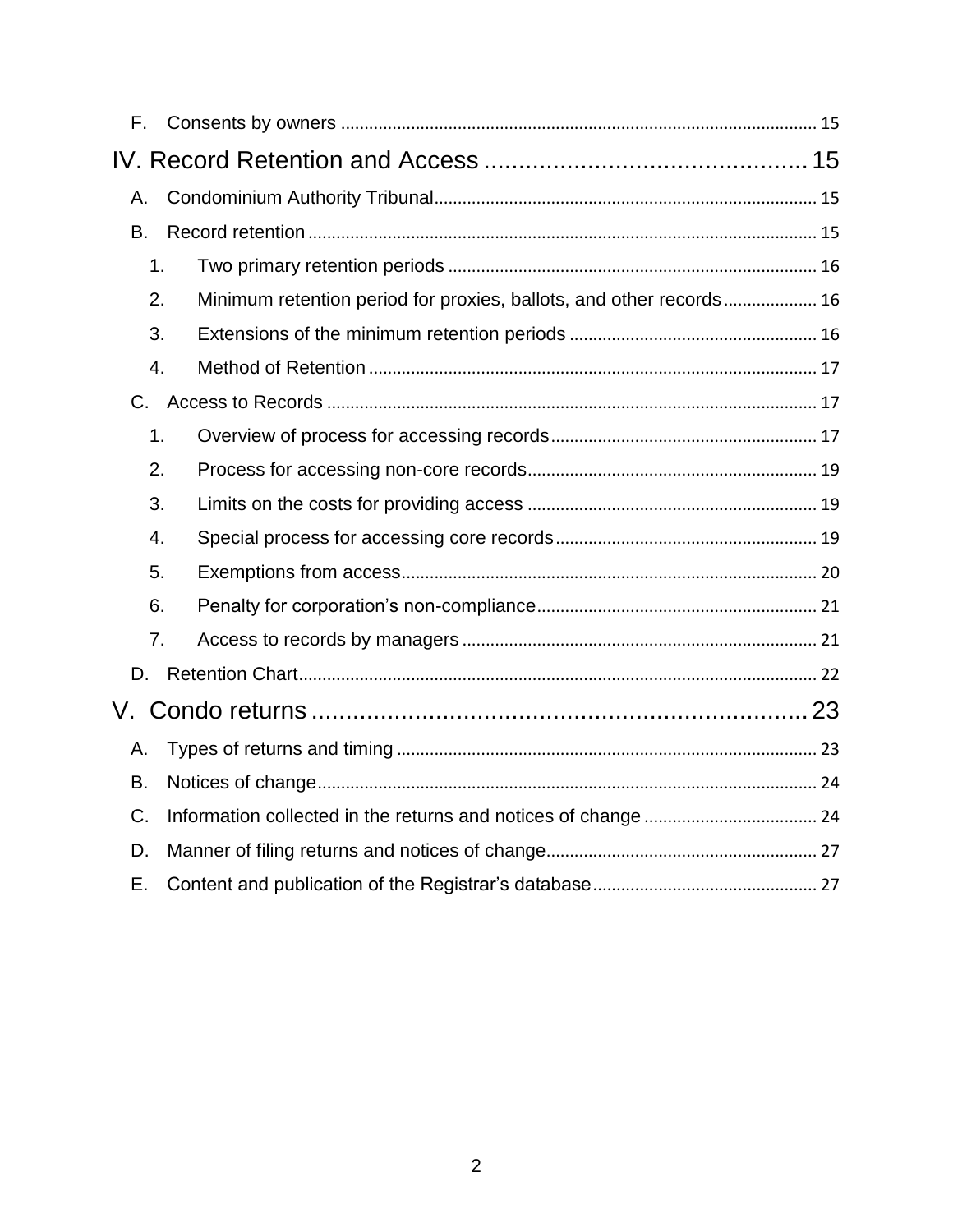F. Consents by owners ..... 15

IV. Record Retention and Access ..... 15

A. Condominium Authority Tribunal ..... 15

B. Record retention ..... 15

1. Two primary retention periods ..... 16
2. Minimum retention period for proxies, ballots, and other records ..... 16
3. Extensions of the minimum retention periods ..... 16
4. Method of Retention ..... 17

C. Access to Records ..... 17

1. Overview of process for accessing records ..... 17
2. Process for accessing non-core records ..... 19
3. Limits on the costs for providing access ..... 19
4. Special process for accessing core records ..... 19
5. Exemptions from access ..... 20
6. Penalty for corporation's non-compliance ..... 21
7. Access to records by managers ..... 21

D. Retention Chart ..... 22

V. Condo returns ..... 23

A. Types of returns and timing ..... 23

B. Notices of change ..... 24

C. Information collected in the returns and notices of change ..... 24

D. Manner of filing returns and notices of change ..... 27

E. Content and publication of the Registrar's database ..... 27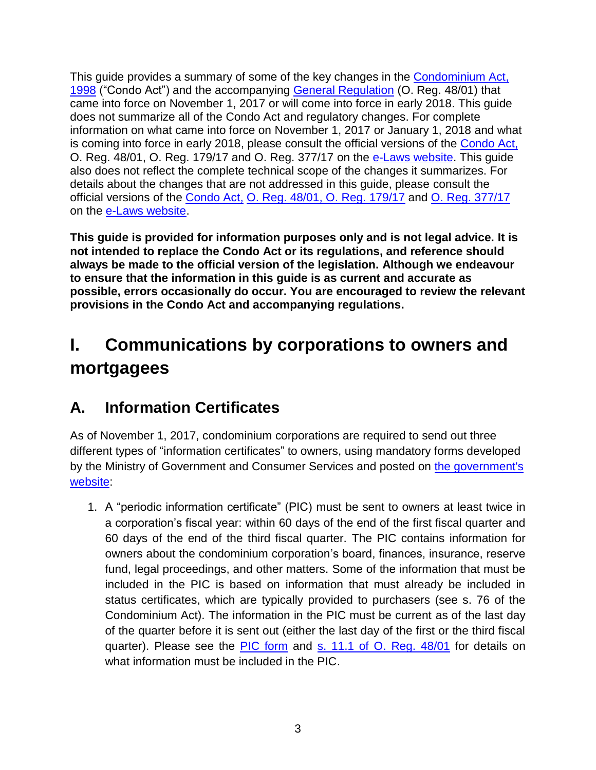This guide provides a summary of some of the key changes in the Condominium Act, 1998 ("Condo Act") and the accompanying General Regulation (O. Reg. 48/01) that came into force on November 1, 2017 or will come into force in early 2018. This guide does not summarize all of the Condo Act and regulatory changes. For complete information on what came into force on November 1, 2017 or January 1, 2018 and what is coming into force in early 2018, please consult the official versions of the Condo Act, O. Reg. 48/01, O. Reg. 179/17 and O. Reg. 377/17 on the e-Laws website. This guide also does not reflect the complete technical scope of the changes it summarizes. For details about the changes that are not addressed in this guide, please consult the official versions of the Condo Act, O. Reg. 48/01, O. Reg. 179/17 and O. Reg. 377/17 on the e-Laws website.

**This guide is provided for information purposes only and is not legal advice. It is not intended to replace the Condo Act or its regulations, and reference should always be made to the official version of the legislation. Although we endeavour to ensure that the information in this guide is as current and accurate as possible, errors occasionally do occur. You are encouraged to review the relevant provisions in the Condo Act and accompanying regulations.**

# I. Communications by corporations to owners and mortgagees

## A. Information Certificates

As of November 1, 2017, condominium corporations are required to send out three different types of "information certificates" to owners, using mandatory forms developed by the Ministry of Government and Consumer Services and posted on the government's website:

1. A "periodic information certificate" (PIC) must be sent to owners at least twice in a corporation's fiscal year: within 60 days of the end of the first fiscal quarter and 60 days of the end of the third fiscal quarter. The PIC contains information for owners about the condominium corporation's board, finances, insurance, reserve fund, legal proceedings, and other matters. Some of the information that must be included in the PIC is based on information that must already be included in status certificates, which are typically provided to purchasers (see s. 76 of the Condominium Act). The information in the PIC must be current as of the last day of the quarter before it is sent out (either the last day of the first or the third fiscal quarter). Please see the PIC form and s. 11.1 of O. Reg. 48/01 for details on what information must be included in the PIC.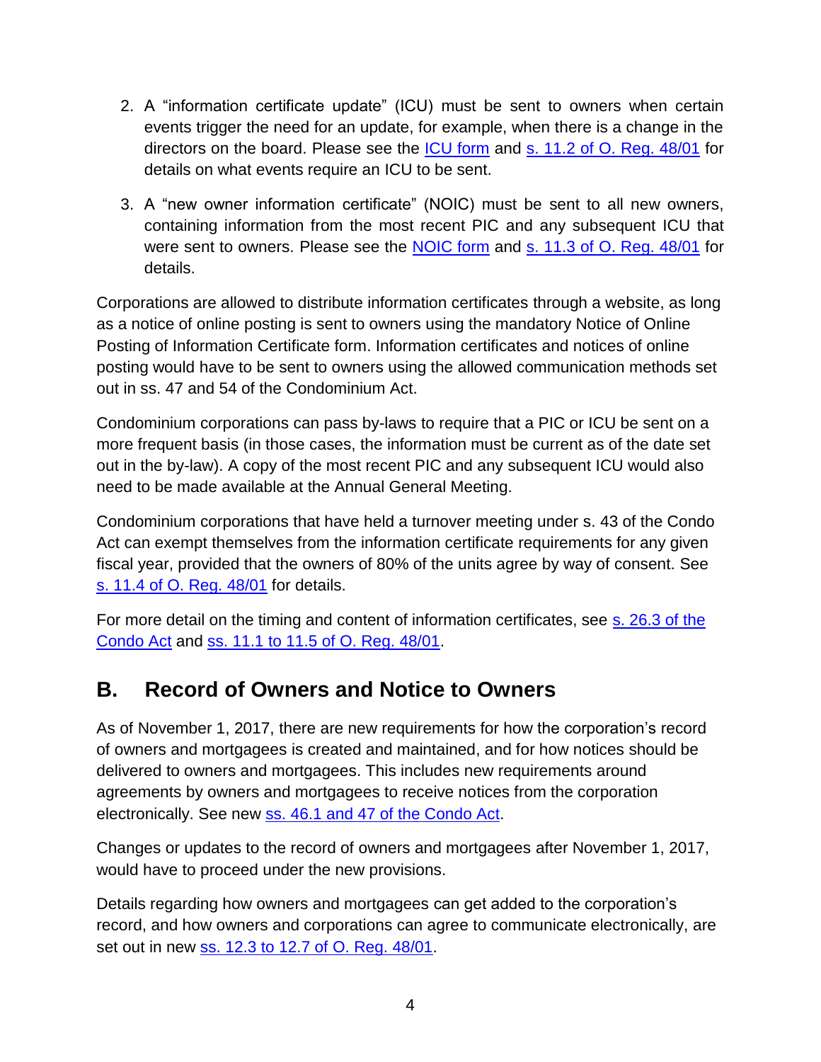2. A "information certificate update" (ICU) must be sent to owners when certain events trigger the need for an update, for example, when there is a change in the directors on the board. Please see the ICU form and s. 11.2 of O. Reg. 48/01 for details on what events require an ICU to be sent.

3. A "new owner information certificate" (NOIC) must be sent to all new owners, containing information from the most recent PIC and any subsequent ICU that were sent to owners. Please see the NOIC form and s. 11.3 of O. Reg. 48/01 for details.

Corporations are allowed to distribute information certificates through a website, as long as a notice of online posting is sent to owners using the mandatory Notice of Online Posting of Information Certificate form. Information certificates and notices of online posting would have to be sent to owners using the allowed communication methods set out in ss. 47 and 54 of the Condominium Act.

Condominium corporations can pass by-laws to require that a PIC or ICU be sent on a more frequent basis (in those cases, the information must be current as of the date set out in the by-law). A copy of the most recent PIC and any subsequent ICU would also need to be made available at the Annual General Meeting.

Condominium corporations that have held a turnover meeting under s. 43 of the Condo Act can exempt themselves from the information certificate requirements for any given fiscal year, provided that the owners of 80% of the units agree by way of consent. See s. 11.4 of O. Reg. 48/01 for details.

For more detail on the timing and content of information certificates, see s. 26.3 of the Condo Act and ss. 11.1 to 11.5 of O. Reg. 48/01.

## B. Record of Owners and Notice to Owners

As of November 1, 2017, there are new requirements for how the corporation's record of owners and mortgagees is created and maintained, and for how notices should be delivered to owners and mortgagees. This includes new requirements around agreements by owners and mortgagees to receive notices from the corporation electronically. See new ss. 46.1 and 47 of the Condo Act.

Changes or updates to the record of owners and mortgagees after November 1, 2017, would have to proceed under the new provisions.

Details regarding how owners and mortgagees can get added to the corporation's record, and how owners and corporations can agree to communicate electronically, are set out in new ss. 12.3 to 12.7 of O. Reg. 48/01.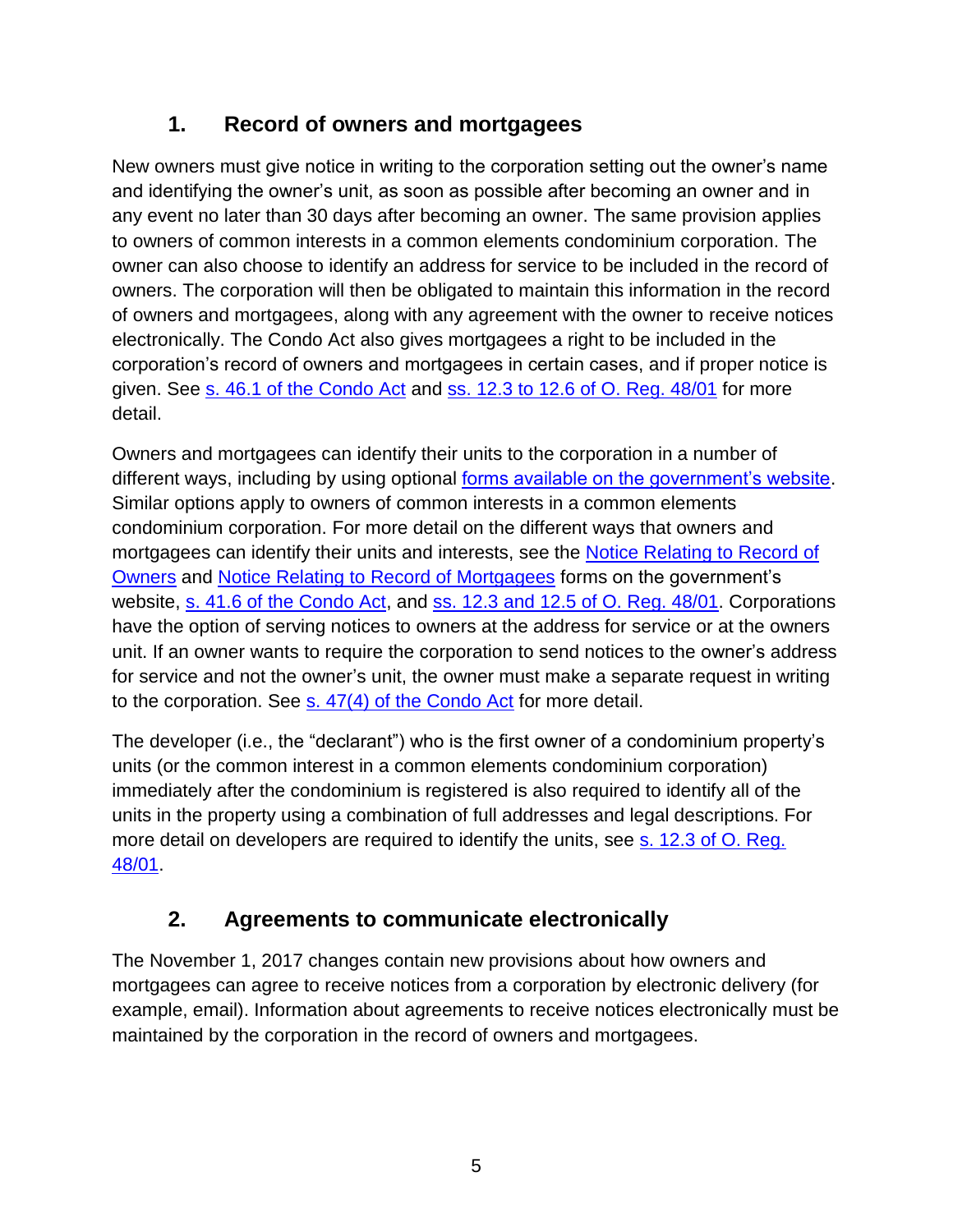## 1. Record of owners and mortgagees

New owners must give notice in writing to the corporation setting out the owner's name and identifying the owner's unit, as soon as possible after becoming an owner and in any event no later than 30 days after becoming an owner. The same provision applies to owners of common interests in a common elements condominium corporation. The owner can also choose to identify an address for service to be included in the record of owners. The corporation will then be obligated to maintain this information in the record of owners and mortgagees, along with any agreement with the owner to receive notices electronically. The Condo Act also gives mortgagees a right to be included in the corporation's record of owners and mortgagees in certain cases, and if proper notice is given. See s. 46.1 of the Condo Act and ss. 12.3 to 12.6 of O. Reg. 48/01 for more detail.

Owners and mortgagees can identify their units to the corporation in a number of different ways, including by using optional forms available on the government's website. Similar options apply to owners of common interests in a common elements condominium corporation. For more detail on the different ways that owners and mortgagees can identify their units and interests, see the Notice Relating to Record of Owners and Notice Relating to Record of Mortgagees forms on the government's website, s. 41.6 of the Condo Act, and ss. 12.3 and 12.5 of O. Reg. 48/01. Corporations have the option of serving notices to owners at the address for service or at the owners unit. If an owner wants to require the corporation to send notices to the owner's address for service and not the owner's unit, the owner must make a separate request in writing to the corporation. See s. 47(4) of the Condo Act for more detail.

The developer (i.e., the "declarant") who is the first owner of a condominium property's units (or the common interest in a common elements condominium corporation) immediately after the condominium is registered is also required to identify all of the units in the property using a combination of full addresses and legal descriptions. For more detail on developers are required to identify the units, see s. 12.3 of O. Reg. 48/01.

## 2. Agreements to communicate electronically

The November 1, 2017 changes contain new provisions about how owners and mortgagees can agree to receive notices from a corporation by electronic delivery (for example, email). Information about agreements to receive notices electronically must be maintained by the corporation in the record of owners and mortgagees.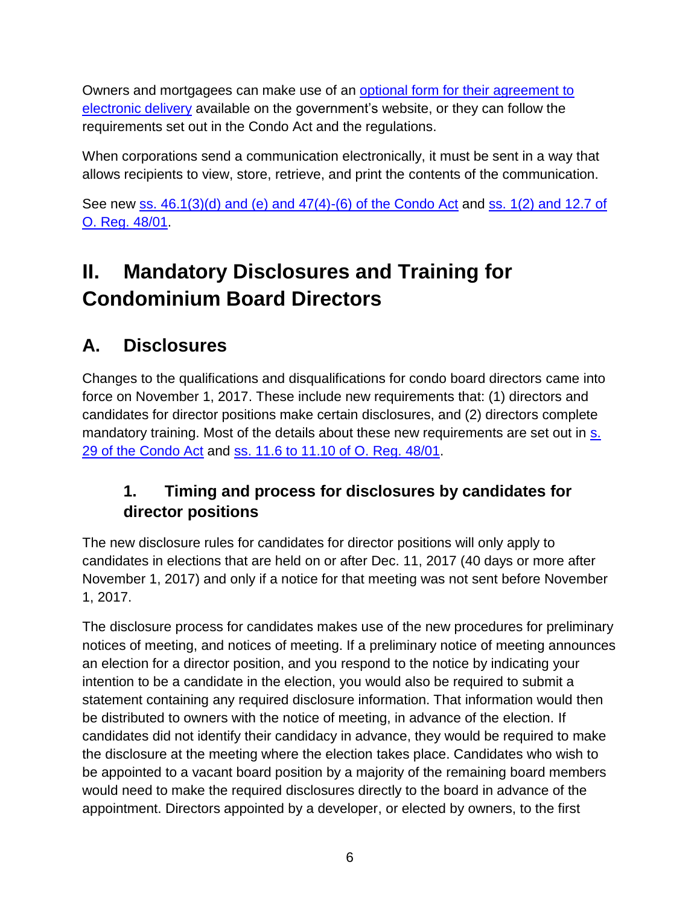Owners and mortgagees can make use of an optional form for their agreement to electronic delivery available on the government's website, or they can follow the requirements set out in the Condo Act and the regulations.

When corporations send a communication electronically, it must be sent in a way that allows recipients to view, store, retrieve, and print the contents of the communication.

See new ss. 46.1(3)(d) and (e) and 47(4)-(6) of the Condo Act and ss. 1(2) and 12.7 of O. Reg. 48/01.

# II. Mandatory Disclosures and Training for Condominium Board Directors

## A. Disclosures

Changes to the qualifications and disqualifications for condo board directors came into force on November 1, 2017. These include new requirements that: (1) directors and candidates for director positions make certain disclosures, and (2) directors complete mandatory training. Most of the details about these new requirements are set out in s. 29 of the Condo Act and ss. 11.6 to 11.10 of O. Reg. 48/01.

### 1. Timing and process for disclosures by candidates for director positions

The new disclosure rules for candidates for director positions will only apply to candidates in elections that are held on or after Dec. 11, 2017 (40 days or more after November 1, 2017) and only if a notice for that meeting was not sent before November 1, 2017.

The disclosure process for candidates makes use of the new procedures for preliminary notices of meeting, and notices of meeting. If a preliminary notice of meeting announces an election for a director position, and you respond to the notice by indicating your intention to be a candidate in the election, you would also be required to submit a statement containing any required disclosure information. That information would then be distributed to owners with the notice of meeting, in advance of the election. If candidates did not identify their candidacy in advance, they would be required to make the disclosure at the meeting where the election takes place. Candidates who wish to be appointed to a vacant board position by a majority of the remaining board members would need to make the required disclosures directly to the board in advance of the appointment. Directors appointed by a developer, or elected by owners, to the first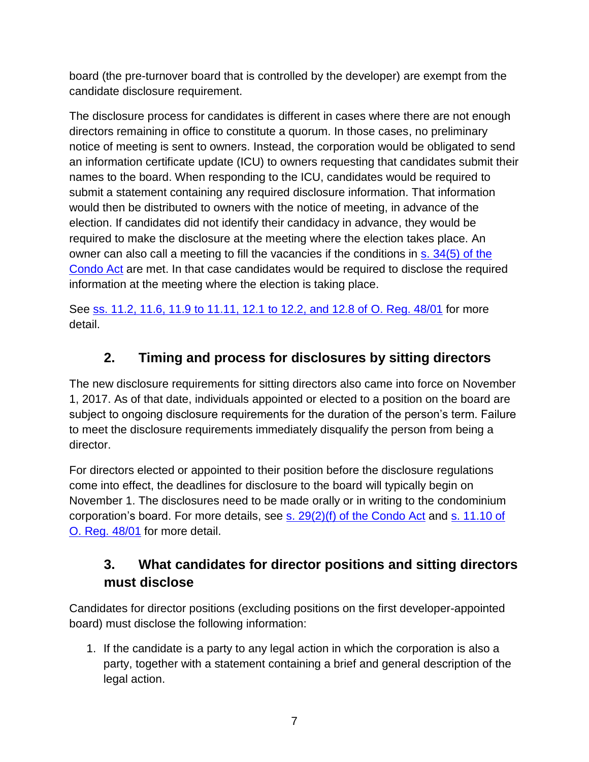board (the pre-turnover board that is controlled by the developer) are exempt from the candidate disclosure requirement.

The disclosure process for candidates is different in cases where there are not enough directors remaining in office to constitute a quorum. In those cases, no preliminary notice of meeting is sent to owners. Instead, the corporation would be obligated to send an information certificate update (ICU) to owners requesting that candidates submit their names to the board. When responding to the ICU, candidates would be required to submit a statement containing any required disclosure information. That information would then be distributed to owners with the notice of meeting, in advance of the election. If candidates did not identify their candidacy in advance, they would be required to make the disclosure at the meeting where the election takes place. An owner can also call a meeting to fill the vacancies if the conditions in s. 34(5) of the Condo Act are met. In that case candidates would be required to disclose the required information at the meeting where the election is taking place.

See ss. 11.2, 11.6, 11.9 to 11.11, 12.1 to 12.2, and 12.8 of O. Reg. 48/01 for more detail.

## 2. Timing and process for disclosures by sitting directors

The new disclosure requirements for sitting directors also came into force on November 1, 2017. As of that date, individuals appointed or elected to a position on the board are subject to ongoing disclosure requirements for the duration of the person's term. Failure to meet the disclosure requirements immediately disqualify the person from being a director.

For directors elected or appointed to their position before the disclosure regulations come into effect, the deadlines for disclosure to the board will typically begin on November 1. The disclosures need to be made orally or in writing to the condominium corporation's board. For more details, see s. 29(2)(f) of the Condo Act and s. 11.10 of O. Reg. 48/01 for more detail.

## 3. What candidates for director positions and sitting directors must disclose

Candidates for director positions (excluding positions on the first developer-appointed board) must disclose the following information:

1. If the candidate is a party to any legal action in which the corporation is also a party, together with a statement containing a brief and general description of the legal action.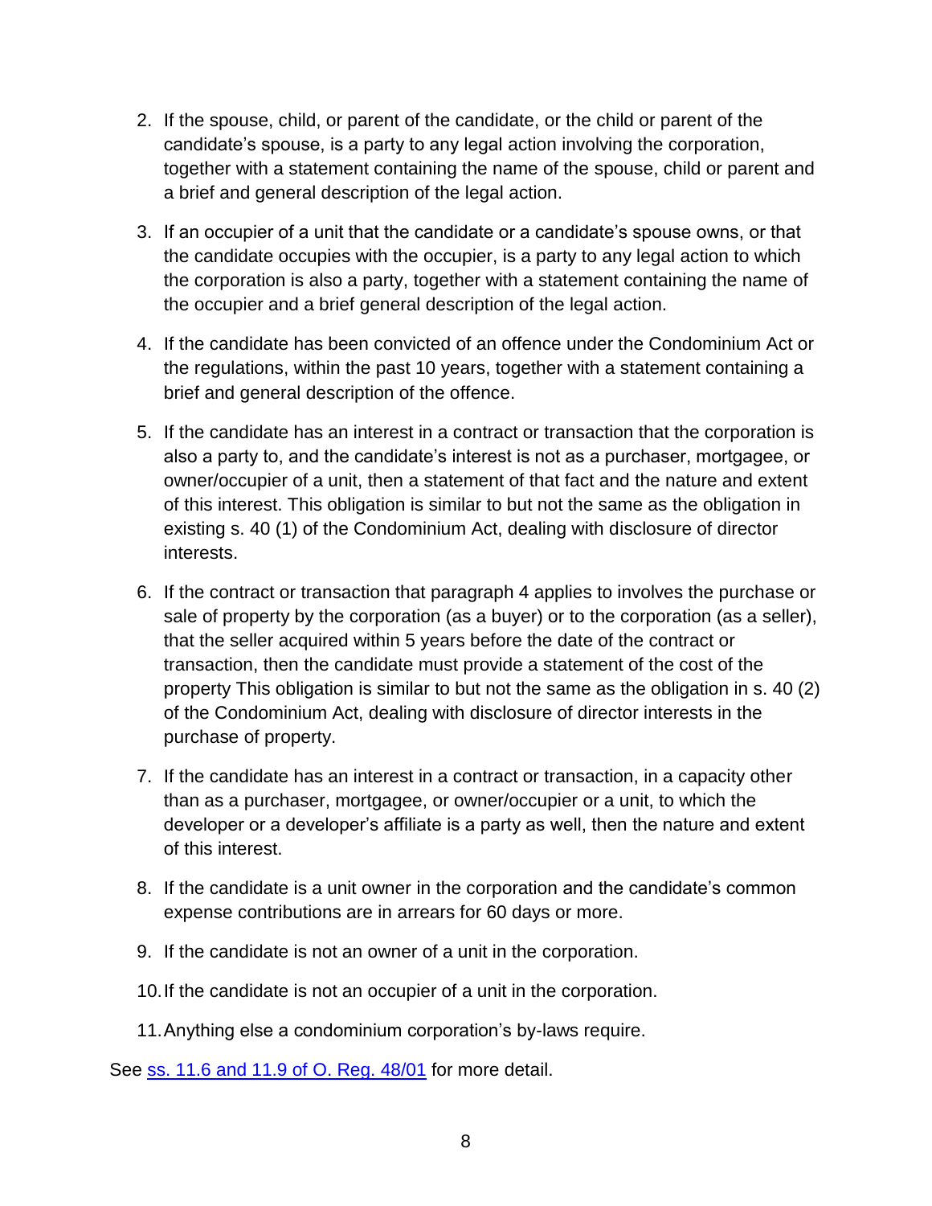2. If the spouse, child, or parent of the candidate, or the child or parent of the candidate's spouse, is a party to any legal action involving the corporation, together with a statement containing the name of the spouse, child or parent and a brief and general description of the legal action.
3. If an occupier of a unit that the candidate or a candidate's spouse owns, or that the candidate occupies with the occupier, is a party to any legal action to which the corporation is also a party, together with a statement containing the name of the occupier and a brief general description of the legal action.
4. If the candidate has been convicted of an offence under the Condominium Act or the regulations, within the past 10 years, together with a statement containing a brief and general description of the offence.
5. If the candidate has an interest in a contract or transaction that the corporation is also a party to, and the candidate's interest is not as a purchaser, mortgagee, or owner/occupier of a unit, then a statement of that fact and the nature and extent of this interest. This obligation is similar to but not the same as the obligation in existing s. 40 (1) of the Condominium Act, dealing with disclosure of director interests.
6. If the contract or transaction that paragraph 4 applies to involves the purchase or sale of property by the corporation (as a buyer) or to the corporation (as a seller), that the seller acquired within 5 years before the date of the contract or transaction, then the candidate must provide a statement of the cost of the property This obligation is similar to but not the same as the obligation in s. 40 (2) of the Condominium Act, dealing with disclosure of director interests in the purchase of property.
7. If the candidate has an interest in a contract or transaction, in a capacity other than as a purchaser, mortgagee, or owner/occupier or a unit, to which the developer or a developer's affiliate is a party as well, then the nature and extent of this interest.
8. If the candidate is a unit owner in the corporation and the candidate's common expense contributions are in arrears for 60 days or more.
9. If the candidate is not an owner of a unit in the corporation.
10. If the candidate is not an occupier of a unit in the corporation.
11. Anything else a condominium corporation's by-laws require.

See ss. 11.6 and 11.9 of O. Reg. 48/01 for more detail.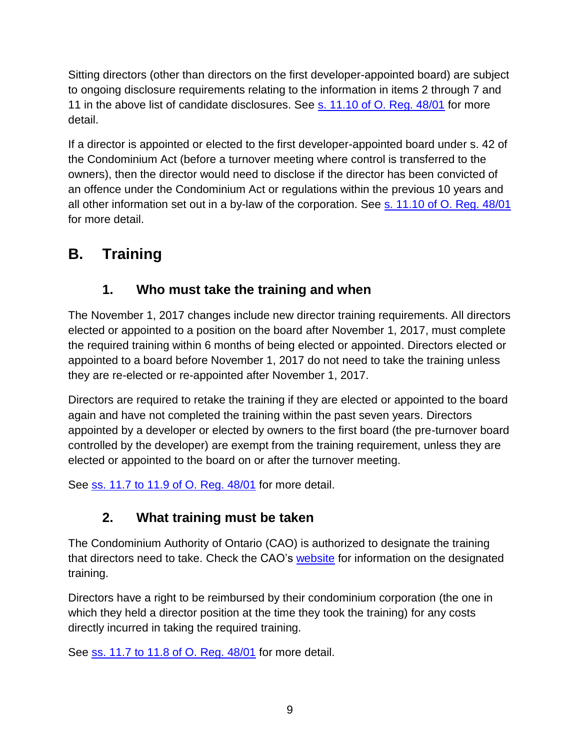Sitting directors (other than directors on the first developer-appointed board) are subject to ongoing disclosure requirements relating to the information in items 2 through 7 and 11 in the above list of candidate disclosures. See [s. 11.10 of O. Reg. 48/01](#) for more detail.

If a director is appointed or elected to the first developer-appointed board under s. 42 of the Condominium Act (before a turnover meeting where control is transferred to the owners), then the director would need to disclose if the director has been convicted of an offence under the Condominium Act or regulations within the previous 10 years and all other information set out in a by-law of the corporation. See [s. 11.10 of O. Reg. 48/01](#) for more detail.

## B. Training

### 1. Who must take the training and when

The November 1, 2017 changes include new director training requirements. All directors elected or appointed to a position on the board after November 1, 2017, must complete the required training within 6 months of being elected or appointed. Directors elected or appointed to a board before November 1, 2017 do not need to take the training unless they are re-elected or re-appointed after November 1, 2017.

Directors are required to retake the training if they are elected or appointed to the board again and have not completed the training within the past seven years. Directors appointed by a developer or elected by owners to the first board (the pre-turnover board controlled by the developer) are exempt from the training requirement, unless they are elected or appointed to the board on or after the turnover meeting.

See [ss. 11.7 to 11.9 of O. Reg. 48/01](#) for more detail.

### 2. What training must be taken

The Condominium Authority of Ontario (CAO) is authorized to designate the training that directors need to take. Check the CAO's [website](#) for information on the designated training.

Directors have a right to be reimbursed by their condominium corporation (the one in which they held a director position at the time they took the training) for any costs directly incurred in taking the required training.

See [ss. 11.7 to 11.8 of O. Reg. 48/01](#) for more detail.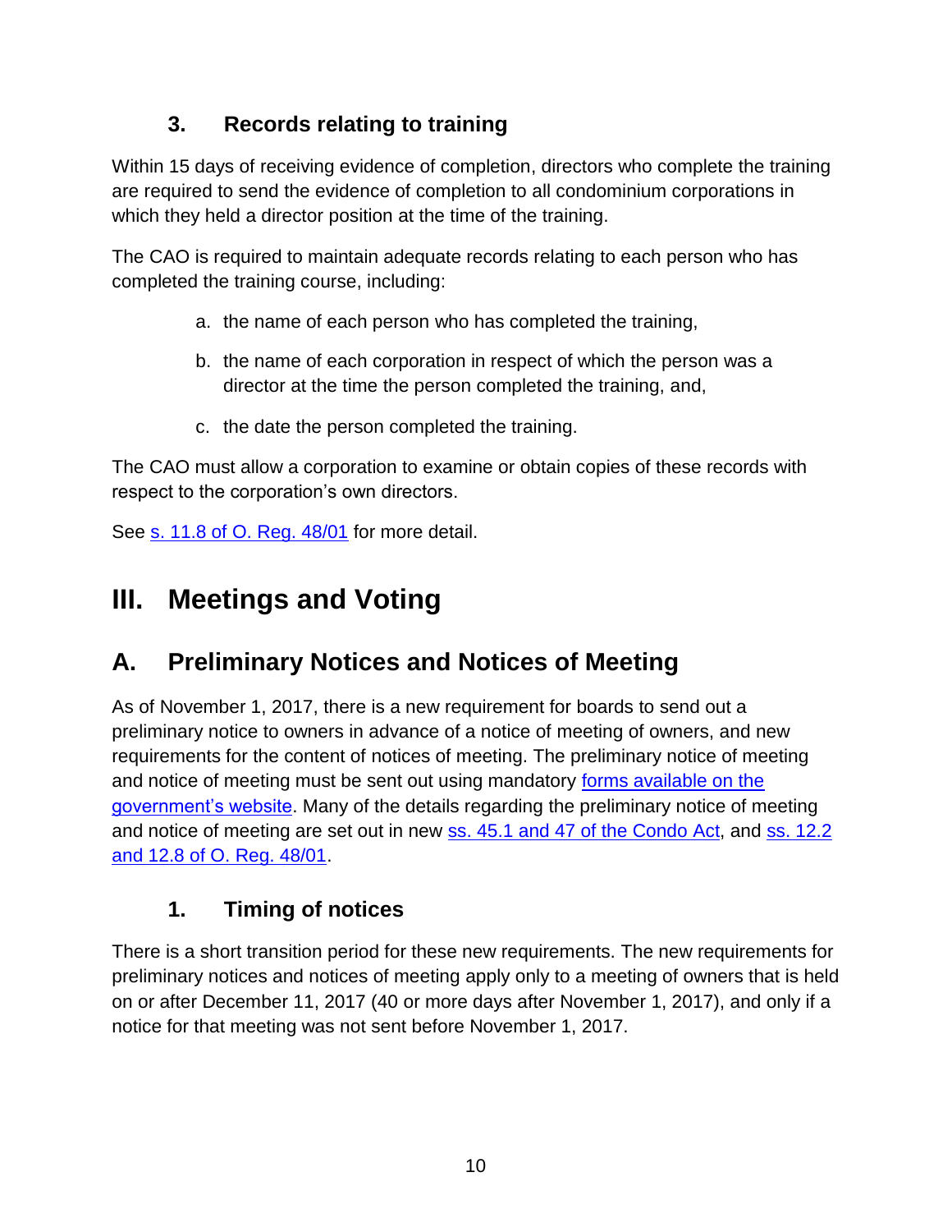### 3. Records relating to training

Within 15 days of receiving evidence of completion, directors who complete the training are required to send the evidence of completion to all condominium corporations in which they held a director position at the time of the training.

The CAO is required to maintain adequate records relating to each person who has completed the training course, including:

a. the name of each person who has completed the training,

b. the name of each corporation in respect of which the person was a director at the time the person completed the training, and,

c. the date the person completed the training.

The CAO must allow a corporation to examine or obtain copies of these records with respect to the corporation's own directors.

See s. 11.8 of O. Reg. 48/01 for more detail.

# III. Meetings and Voting

## A. Preliminary Notices and Notices of Meeting

As of November 1, 2017, there is a new requirement for boards to send out a preliminary notice to owners in advance of a notice of meeting of owners, and new requirements for the content of notices of meeting. The preliminary notice of meeting and notice of meeting must be sent out using mandatory forms available on the government's website. Many of the details regarding the preliminary notice of meeting and notice of meeting are set out in new ss. 45.1 and 47 of the Condo Act, and ss. 12.2 and 12.8 of O. Reg. 48/01.

### 1. Timing of notices

There is a short transition period for these new requirements. The new requirements for preliminary notices and notices of meeting apply only to a meeting of owners that is held on or after December 11, 2017 (40 or more days after November 1, 2017), and only if a notice for that meeting was not sent before November 1, 2017.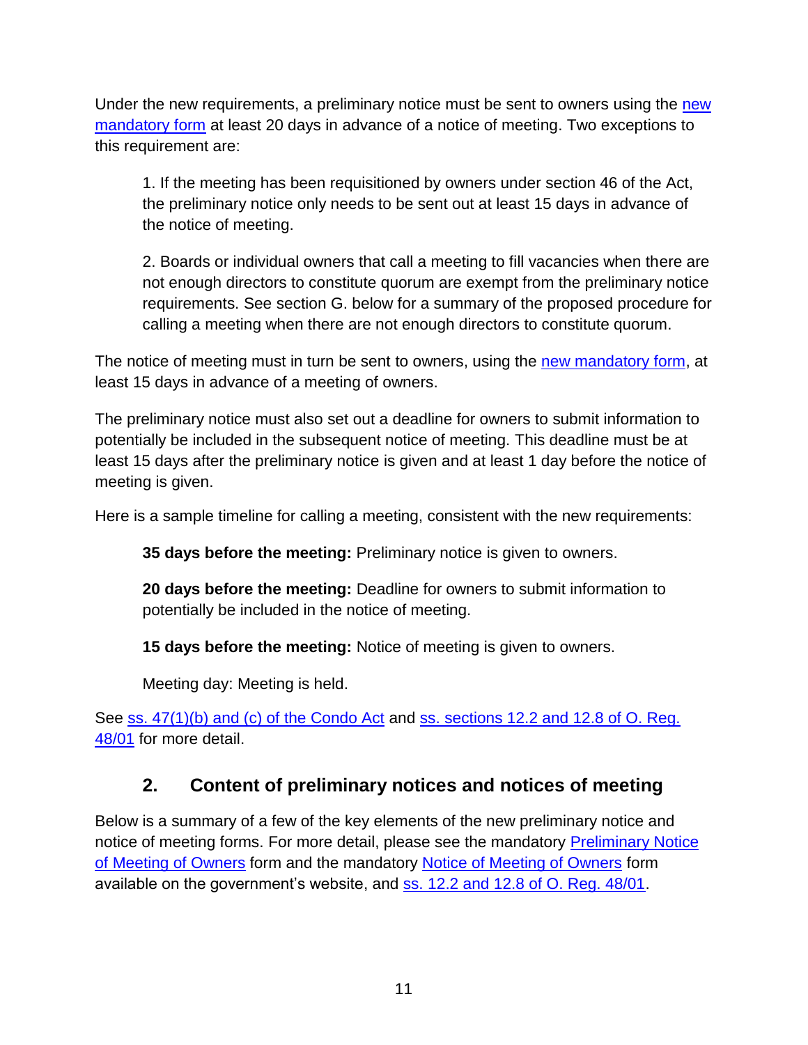Under the new requirements, a preliminary notice must be sent to owners using the new mandatory form at least 20 days in advance of a notice of meeting. Two exceptions to this requirement are:

> 1. If the meeting has been requisitioned by owners under section 46 of the Act, the preliminary notice only needs to be sent out at least 15 days in advance of the notice of meeting.
>
> 2. Boards or individual owners that call a meeting to fill vacancies when there are not enough directors to constitute quorum are exempt from the preliminary notice requirements. See section G. below for a summary of the proposed procedure for calling a meeting when there are not enough directors to constitute quorum.

The notice of meeting must in turn be sent to owners, using the new mandatory form, at least 15 days in advance of a meeting of owners.

The preliminary notice must also set out a deadline for owners to submit information to potentially be included in the subsequent notice of meeting. This deadline must be at least 15 days after the preliminary notice is given and at least 1 day before the notice of meeting is given.

Here is a sample timeline for calling a meeting, consistent with the new requirements:

> **35 days before the meeting:** Preliminary notice is given to owners.
>
> **20 days before the meeting:** Deadline for owners to submit information to potentially be included in the notice of meeting.
>
> **15 days before the meeting:** Notice of meeting is given to owners.
>
> Meeting day: Meeting is held.

See ss. 47(1)(b) and (c) of the Condo Act and ss. sections 12.2 and 12.8 of O. Reg. 48/01 for more detail.

## 2. Content of preliminary notices and notices of meeting

Below is a summary of a few of the key elements of the new preliminary notice and notice of meeting forms. For more detail, please see the mandatory Preliminary Notice of Meeting of Owners form and the mandatory Notice of Meeting of Owners form available on the government's website, and ss. 12.2 and 12.8 of O. Reg. 48/01.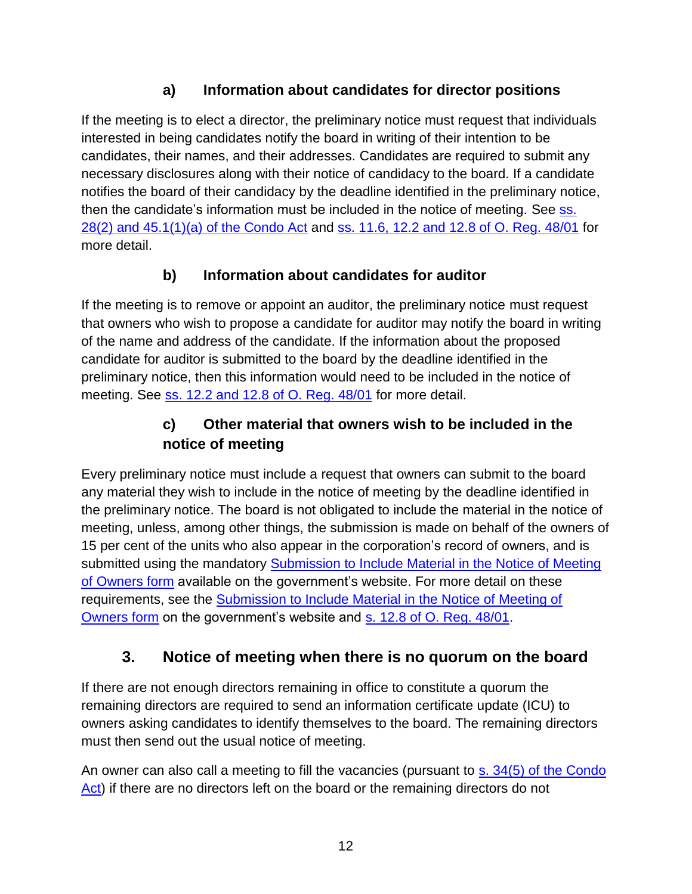### a) Information about candidates for director positions

If the meeting is to elect a director, the preliminary notice must request that individuals interested in being candidates notify the board in writing of their intention to be candidates, their names, and their addresses. Candidates are required to submit any necessary disclosures along with their notice of candidacy to the board. If a candidate notifies the board of their candidacy by the deadline identified in the preliminary notice, then the candidate's information must be included in the notice of meeting. See ss. 28(2) and 45.1(1)(a) of the Condo Act and ss. 11.6, 12.2 and 12.8 of O. Reg. 48/01 for more detail.

### b) Information about candidates for auditor

If the meeting is to remove or appoint an auditor, the preliminary notice must request that owners who wish to propose a candidate for auditor may notify the board in writing of the name and address of the candidate. If the information about the proposed candidate for auditor is submitted to the board by the deadline identified in the preliminary notice, then this information would need to be included in the notice of meeting. See ss. 12.2 and 12.8 of O. Reg. 48/01 for more detail.

### c) Other material that owners wish to be included in the notice of meeting

Every preliminary notice must include a request that owners can submit to the board any material they wish to include in the notice of meeting by the deadline identified in the preliminary notice. The board is not obligated to include the material in the notice of meeting, unless, among other things, the submission is made on behalf of the owners of 15 per cent of the units who also appear in the corporation's record of owners, and is submitted using the mandatory Submission to Include Material in the Notice of Meeting of Owners form available on the government's website. For more detail on these requirements, see the Submission to Include Material in the Notice of Meeting of Owners form on the government's website and s. 12.8 of O. Reg. 48/01.

## 3. Notice of meeting when there is no quorum on the board

If there are not enough directors remaining in office to constitute a quorum the remaining directors are required to send an information certificate update (ICU) to owners asking candidates to identify themselves to the board. The remaining directors must then send out the usual notice of meeting.

An owner can also call a meeting to fill the vacancies (pursuant to s. 34(5) of the Condo Act) if there are no directors left on the board or the remaining directors do not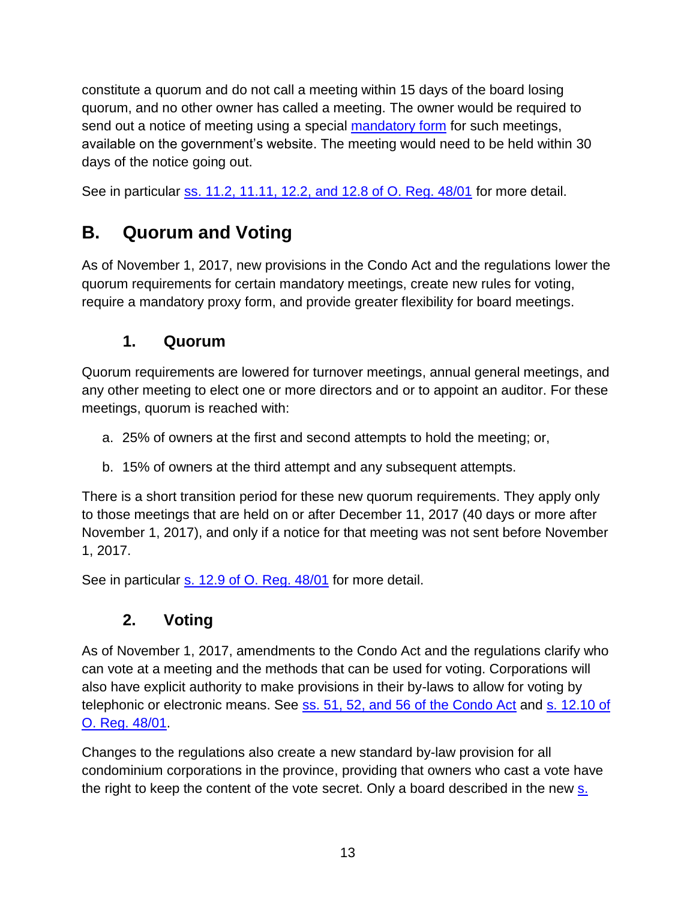constitute a quorum and do not call a meeting within 15 days of the board losing quorum, and no other owner has called a meeting. The owner would be required to send out a notice of meeting using a special mandatory form for such meetings, available on the government's website. The meeting would need to be held within 30 days of the notice going out.

See in particular ss. 11.2, 11.11, 12.2, and 12.8 of O. Reg. 48/01 for more detail.

## B. Quorum and Voting

As of November 1, 2017, new provisions in the Condo Act and the regulations lower the quorum requirements for certain mandatory meetings, create new rules for voting, require a mandatory proxy form, and provide greater flexibility for board meetings.

### 1. Quorum

Quorum requirements are lowered for turnover meetings, annual general meetings, and any other meeting to elect one or more directors and or to appoint an auditor. For these meetings, quorum is reached with:

a. 25% of owners at the first and second attempts to hold the meeting; or,

b. 15% of owners at the third attempt and any subsequent attempts.

There is a short transition period for these new quorum requirements. They apply only to those meetings that are held on or after December 11, 2017 (40 days or more after November 1, 2017), and only if a notice for that meeting was not sent before November 1, 2017.

See in particular s. 12.9 of O. Reg. 48/01 for more detail.

### 2. Voting

As of November 1, 2017, amendments to the Condo Act and the regulations clarify who can vote at a meeting and the methods that can be used for voting. Corporations will also have explicit authority to make provisions in their by-laws to allow for voting by telephonic or electronic means. See ss. 51, 52, and 56 of the Condo Act and s. 12.10 of O. Reg. 48/01.

Changes to the regulations also create a new standard by-law provision for all condominium corporations in the province, providing that owners who cast a vote have the right to keep the content of the vote secret. Only a board described in the new s.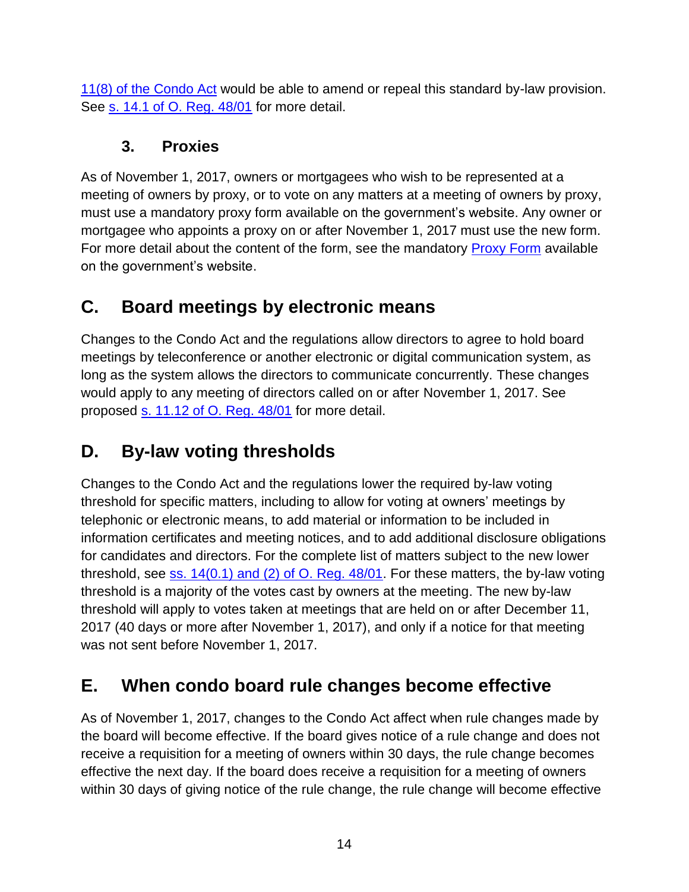11(8) of the Condo Act would be able to amend or repeal this standard by-law provision. See s. 14.1 of O. Reg. 48/01 for more detail.

### 3. Proxies

As of November 1, 2017, owners or mortgagees who wish to be represented at a meeting of owners by proxy, or to vote on any matters at a meeting of owners by proxy, must use a mandatory proxy form available on the government's website. Any owner or mortgagee who appoints a proxy on or after November 1, 2017 must use the new form. For more detail about the content of the form, see the mandatory Proxy Form available on the government's website.

## C. Board meetings by electronic means

Changes to the Condo Act and the regulations allow directors to agree to hold board meetings by teleconference or another electronic or digital communication system, as long as the system allows the directors to communicate concurrently. These changes would apply to any meeting of directors called on or after November 1, 2017. See proposed s. 11.12 of O. Reg. 48/01 for more detail.

## D. By-law voting thresholds

Changes to the Condo Act and the regulations lower the required by-law voting threshold for specific matters, including to allow for voting at owners' meetings by telephonic or electronic means, to add material or information to be included in information certificates and meeting notices, and to add additional disclosure obligations for candidates and directors. For the complete list of matters subject to the new lower threshold, see ss. 14(0.1) and (2) of O. Reg. 48/01. For these matters, the by-law voting threshold is a majority of the votes cast by owners at the meeting. The new by-law threshold will apply to votes taken at meetings that are held on or after December 11, 2017 (40 days or more after November 1, 2017), and only if a notice for that meeting was not sent before November 1, 2017.

## E. When condo board rule changes become effective

As of November 1, 2017, changes to the Condo Act affect when rule changes made by the board will become effective. If the board gives notice of a rule change and does not receive a requisition for a meeting of owners within 30 days, the rule change becomes effective the next day. If the board does receive a requisition for a meeting of owners within 30 days of giving notice of the rule change, the rule change will become effective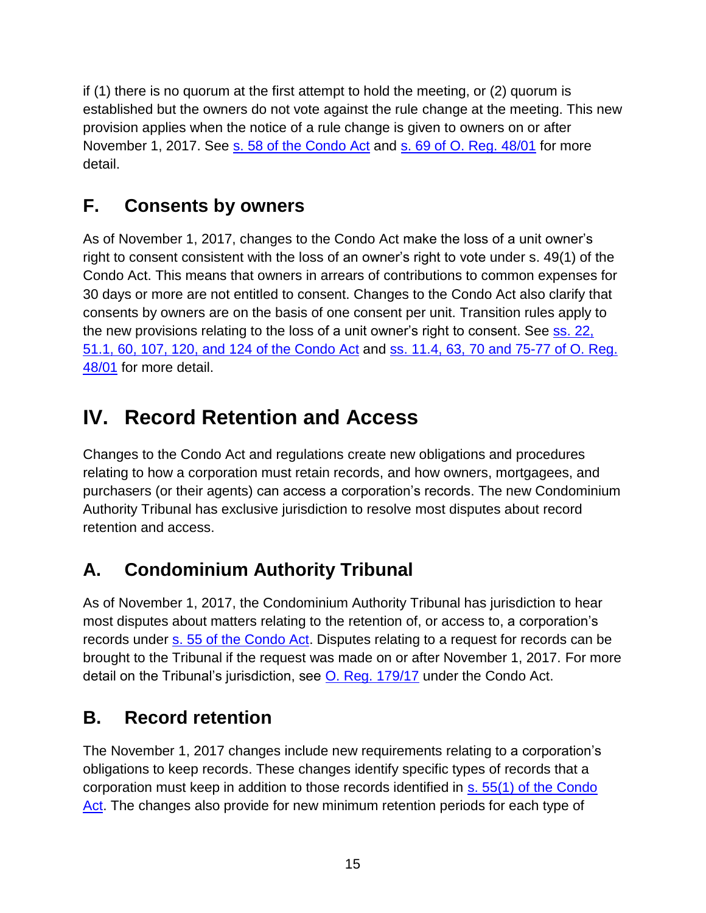if (1) there is no quorum at the first attempt to hold the meeting, or (2) quorum is established but the owners do not vote against the rule change at the meeting. This new provision applies when the notice of a rule change is given to owners on or after November 1, 2017. See [s. 58 of the Condo Act] and [s. 69 of O. Reg. 48/01] for more detail.

## F. Consents by owners

As of November 1, 2017, changes to the Condo Act make the loss of a unit owner's right to consent consistent with the loss of an owner's right to vote under s. 49(1) of the Condo Act. This means that owners in arrears of contributions to common expenses for 30 days or more are not entitled to consent. Changes to the Condo Act also clarify that consents by owners are on the basis of one consent per unit. Transition rules apply to the new provisions relating to the loss of a unit owner's right to consent. See [ss. 22, 51.1, 60, 107, 120, and 124 of the Condo Act] and [ss. 11.4, 63, 70 and 75-77 of O. Reg. 48/01] for more detail.

# IV. Record Retention and Access

Changes to the Condo Act and regulations create new obligations and procedures relating to how a corporation must retain records, and how owners, mortgagees, and purchasers (or their agents) can access a corporation's records. The new Condominium Authority Tribunal has exclusive jurisdiction to resolve most disputes about record retention and access.

## A. Condominium Authority Tribunal

As of November 1, 2017, the Condominium Authority Tribunal has jurisdiction to hear most disputes about matters relating to the retention of, or access to, a corporation's records under [s. 55 of the Condo Act]. Disputes relating to a request for records can be brought to the Tribunal if the request was made on or after November 1, 2017. For more detail on the Tribunal's jurisdiction, see [O. Reg. 179/17] under the Condo Act.

## B. Record retention

The November 1, 2017 changes include new requirements relating to a corporation's obligations to keep records. These changes identify specific types of records that a corporation must keep in addition to those records identified in [s. 55(1) of the Condo Act]. The changes also provide for new minimum retention periods for each type of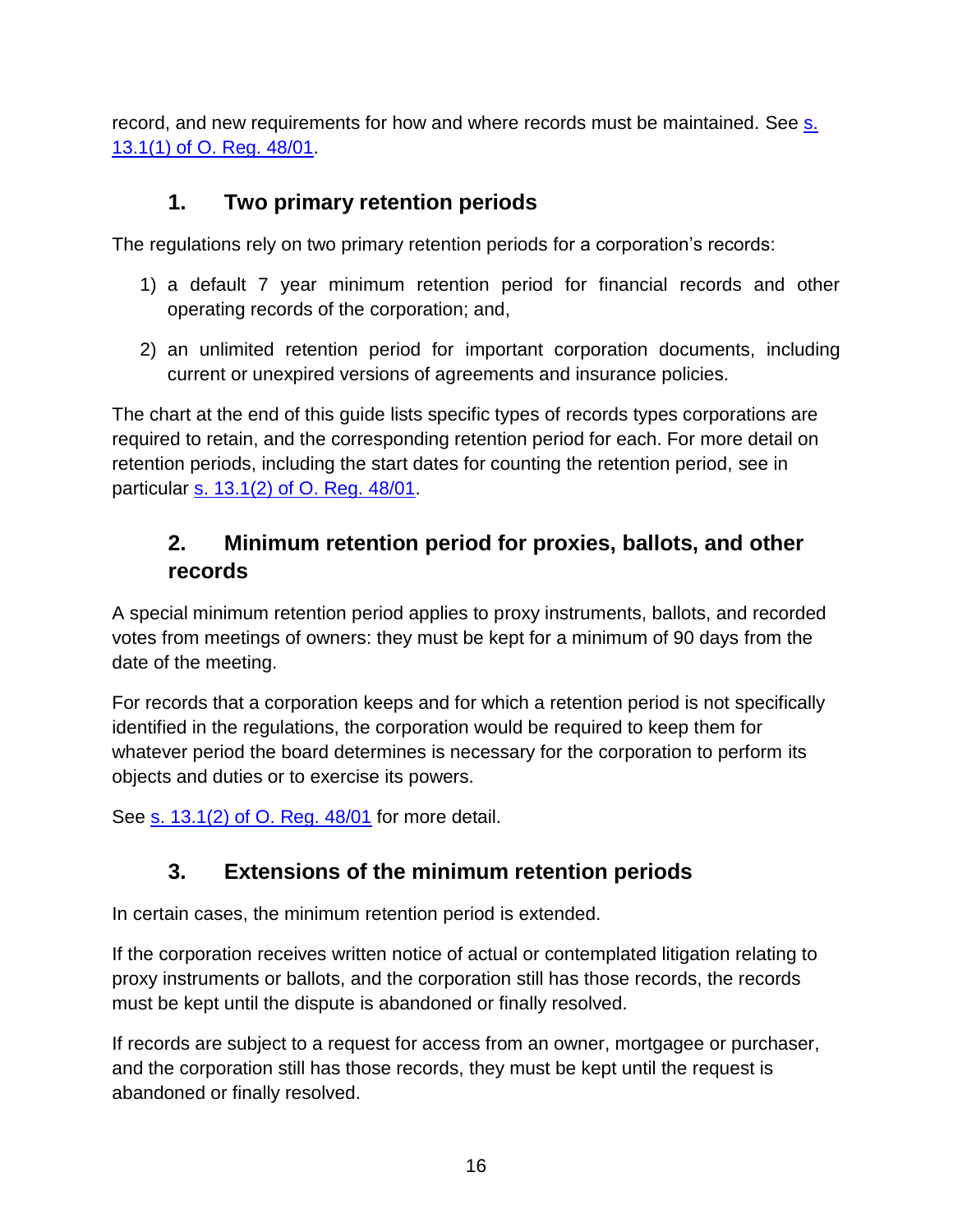record, and new requirements for how and where records must be maintained. See s. 13.1(1) of O. Reg. 48/01.

## 1. Two primary retention periods

The regulations rely on two primary retention periods for a corporation's records:

1) a default 7 year minimum retention period for financial records and other operating records of the corporation; and,

2) an unlimited retention period for important corporation documents, including current or unexpired versions of agreements and insurance policies.

The chart at the end of this guide lists specific types of records types corporations are required to retain, and the corresponding retention period for each. For more detail on retention periods, including the start dates for counting the retention period, see in particular s. 13.1(2) of O. Reg. 48/01.

## 2. Minimum retention period for proxies, ballots, and other records

A special minimum retention period applies to proxy instruments, ballots, and recorded votes from meetings of owners: they must be kept for a minimum of 90 days from the date of the meeting.

For records that a corporation keeps and for which a retention period is not specifically identified in the regulations, the corporation would be required to keep them for whatever period the board determines is necessary for the corporation to perform its objects and duties or to exercise its powers.

See s. 13.1(2) of O. Reg. 48/01 for more detail.

## 3. Extensions of the minimum retention periods

In certain cases, the minimum retention period is extended.

If the corporation receives written notice of actual or contemplated litigation relating to proxy instruments or ballots, and the corporation still has those records, the records must be kept until the dispute is abandoned or finally resolved.

If records are subject to a request for access from an owner, mortgagee or purchaser, and the corporation still has those records, they must be kept until the request is abandoned or finally resolved.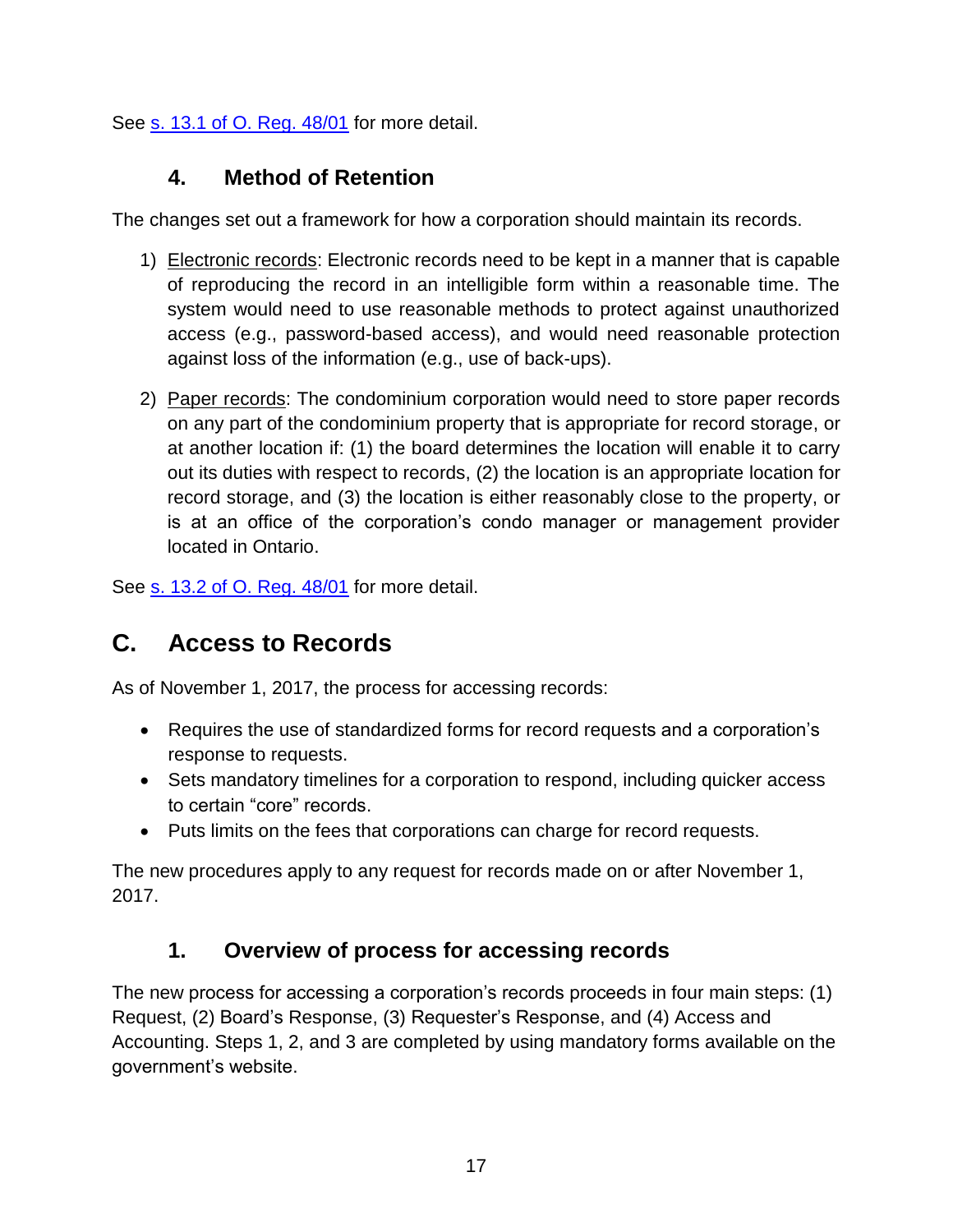See [s. 13.1 of O. Reg. 48/01](#) for more detail.

### 4. Method of Retention

The changes set out a framework for how a corporation should maintain its records.

1) Electronic records: Electronic records need to be kept in a manner that is capable of reproducing the record in an intelligible form within a reasonable time. The system would need to use reasonable methods to protect against unauthorized access (e.g., password-based access), and would need reasonable protection against loss of the information (e.g., use of back-ups).

2) Paper records: The condominium corporation would need to store paper records on any part of the condominium property that is appropriate for record storage, or at another location if: (1) the board determines the location will enable it to carry out its duties with respect to records, (2) the location is an appropriate location for record storage, and (3) the location is either reasonably close to the property, or is at an office of the corporation's condo manager or management provider located in Ontario.

See [s. 13.2 of O. Reg. 48/01](#) for more detail.

## C. Access to Records

As of November 1, 2017, the process for accessing records:

- Requires the use of standardized forms for record requests and a corporation's response to requests.
- Sets mandatory timelines for a corporation to respond, including quicker access to certain "core" records.
- Puts limits on the fees that corporations can charge for record requests.

The new procedures apply to any request for records made on or after November 1, 2017.

### 1. Overview of process for accessing records

The new process for accessing a corporation's records proceeds in four main steps: (1) Request, (2) Board's Response, (3) Requester's Response, and (4) Access and Accounting. Steps 1, 2, and 3 are completed by using mandatory forms available on the government's website.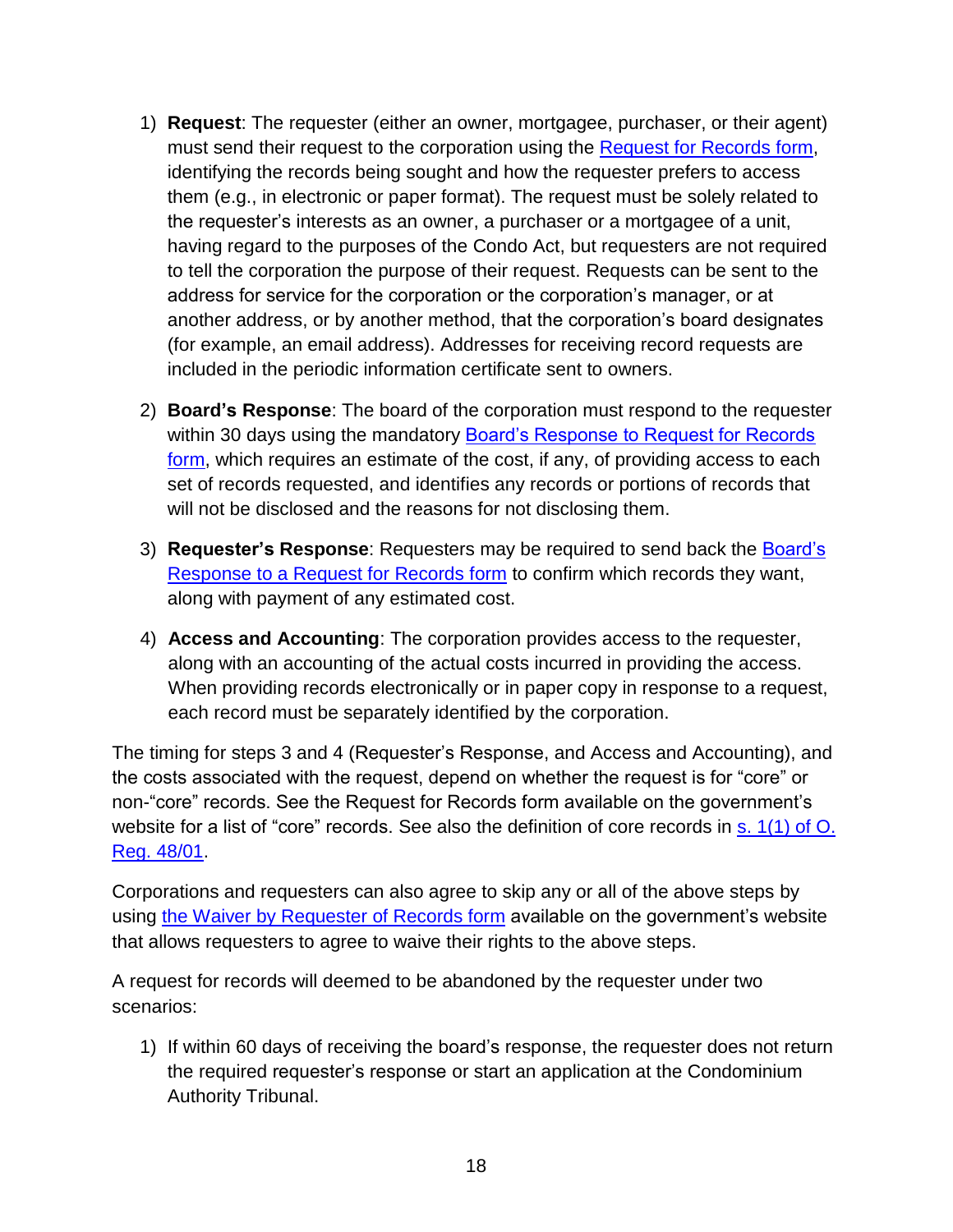1) **Request**: The requester (either an owner, mortgagee, purchaser, or their agent) must send their request to the corporation using the Request for Records form, identifying the records being sought and how the requester prefers to access them (e.g., in electronic or paper format). The request must be solely related to the requester's interests as an owner, a purchaser or a mortgagee of a unit, having regard to the purposes of the Condo Act, but requesters are not required to tell the corporation the purpose of their request. Requests can be sent to the address for service for the corporation or the corporation's manager, or at another address, or by another method, that the corporation's board designates (for example, an email address). Addresses for receiving record requests are included in the periodic information certificate sent to owners.

2) **Board's Response**: The board of the corporation must respond to the requester within 30 days using the mandatory Board's Response to Request for Records form, which requires an estimate of the cost, if any, of providing access to each set of records requested, and identifies any records or portions of records that will not be disclosed and the reasons for not disclosing them.

3) **Requester's Response**: Requesters may be required to send back the Board's Response to a Request for Records form to confirm which records they want, along with payment of any estimated cost.

4) **Access and Accounting**: The corporation provides access to the requester, along with an accounting of the actual costs incurred in providing the access. When providing records electronically or in paper copy in response to a request, each record must be separately identified by the corporation.

The timing for steps 3 and 4 (Requester's Response, and Access and Accounting), and the costs associated with the request, depend on whether the request is for "core" or non-"core" records. See the Request for Records form available on the government's website for a list of "core" records. See also the definition of core records in s. 1(1) of O. Reg. 48/01.

Corporations and requesters can also agree to skip any or all of the above steps by using the Waiver by Requester of Records form available on the government's website that allows requesters to agree to waive their rights to the above steps.

A request for records will deemed to be abandoned by the requester under two scenarios:

1) If within 60 days of receiving the board's response, the requester does not return the required requester's response or start an application at the Condominium Authority Tribunal.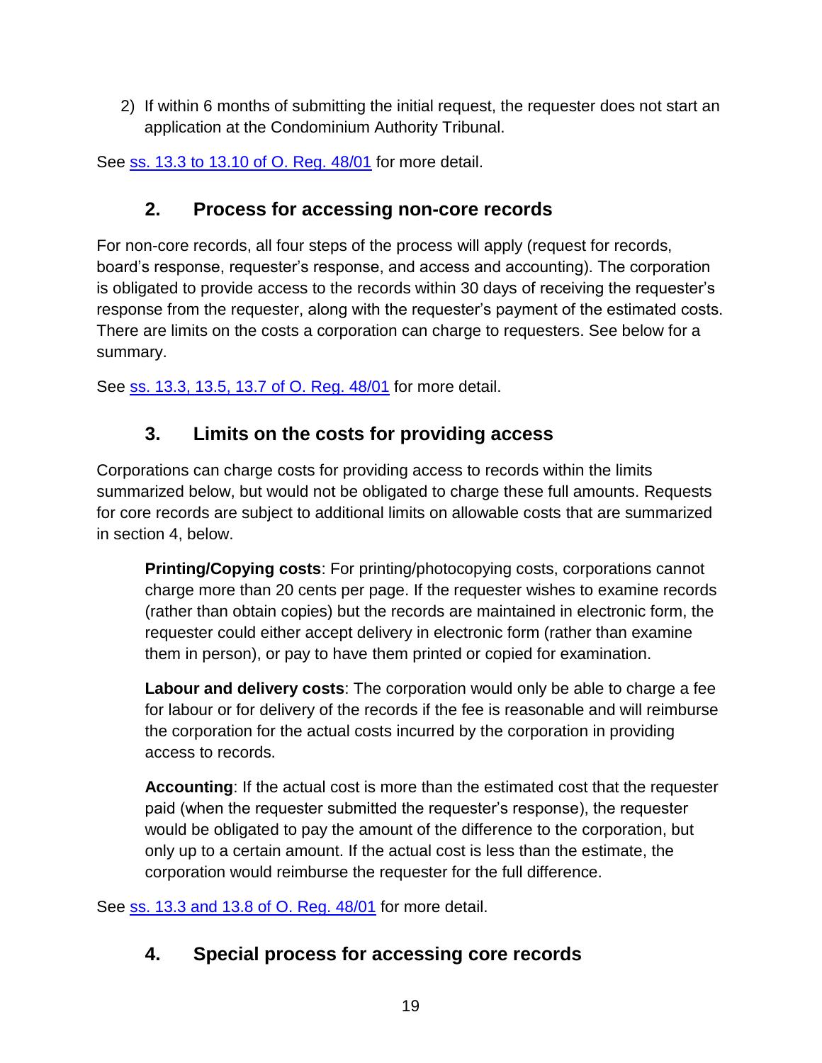2) If within 6 months of submitting the initial request, the requester does not start an application at the Condominium Authority Tribunal.

See [ss. 13.3 to 13.10 of O. Reg. 48/01]() for more detail.

## 2. Process for accessing non-core records

For non-core records, all four steps of the process will apply (request for records, board's response, requester's response, and access and accounting). The corporation is obligated to provide access to the records within 30 days of receiving the requester's response from the requester, along with the requester's payment of the estimated costs. There are limits on the costs a corporation can charge to requesters. See below for a summary.

See [ss. 13.3, 13.5, 13.7 of O. Reg. 48/01]() for more detail.

## 3. Limits on the costs for providing access

Corporations can charge costs for providing access to records within the limits summarized below, but would not be obligated to charge these full amounts. Requests for core records are subject to additional limits on allowable costs that are summarized in section 4, below.

**Printing/Copying costs**: For printing/photocopying costs, corporations cannot charge more than 20 cents per page. If the requester wishes to examine records (rather than obtain copies) but the records are maintained in electronic form, the requester could either accept delivery in electronic form (rather than examine them in person), or pay to have them printed or copied for examination.

**Labour and delivery costs**: The corporation would only be able to charge a fee for labour or for delivery of the records if the fee is reasonable and will reimburse the corporation for the actual costs incurred by the corporation in providing access to records.

**Accounting**: If the actual cost is more than the estimated cost that the requester paid (when the requester submitted the requester's response), the requester would be obligated to pay the amount of the difference to the corporation, but only up to a certain amount. If the actual cost is less than the estimate, the corporation would reimburse the requester for the full difference.

See [ss. 13.3 and 13.8 of O. Reg. 48/01]() for more detail.

## 4. Special process for accessing core records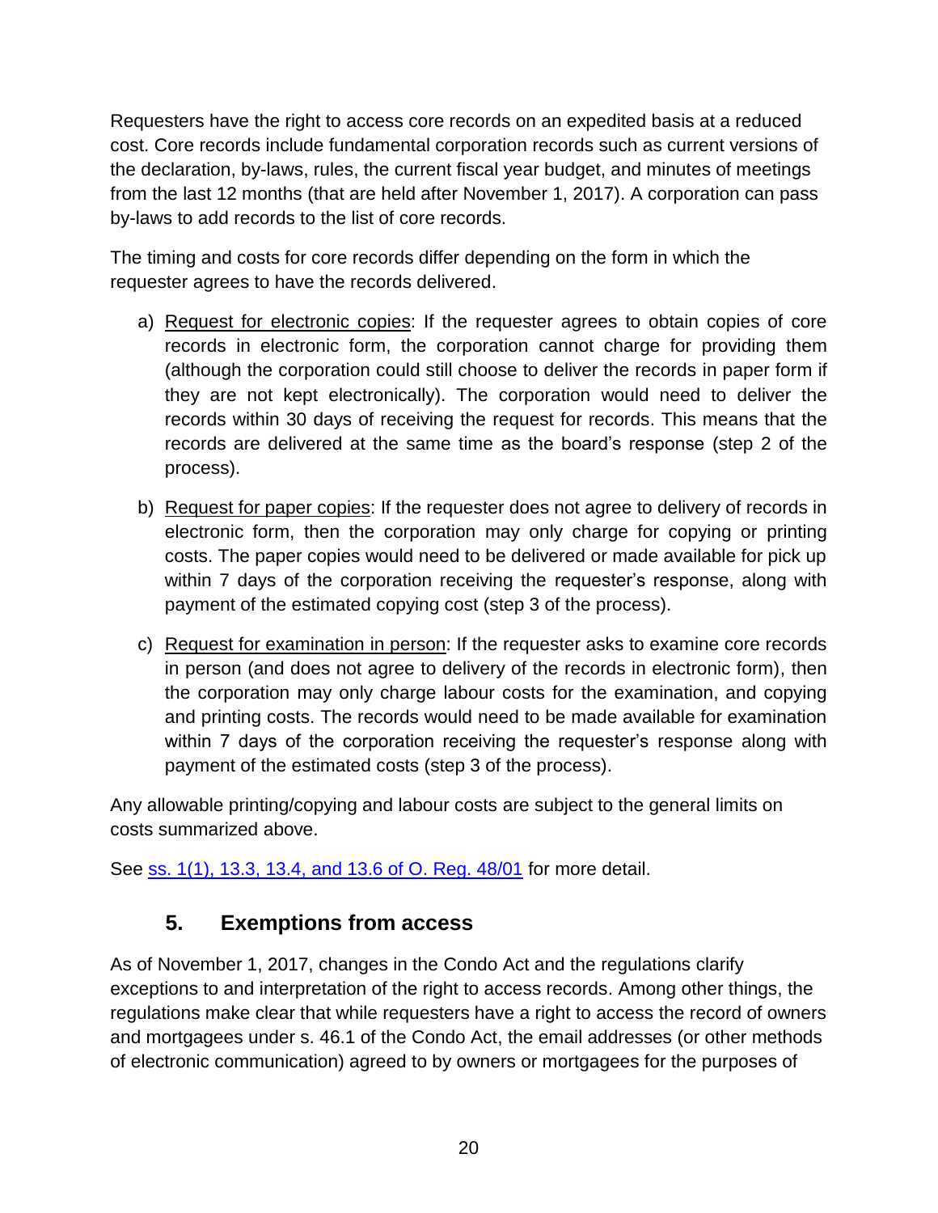Requesters have the right to access core records on an expedited basis at a reduced cost. Core records include fundamental corporation records such as current versions of the declaration, by-laws, rules, the current fiscal year budget, and minutes of meetings from the last 12 months (that are held after November 1, 2017). A corporation can pass by-laws to add records to the list of core records.

The timing and costs for core records differ depending on the form in which the requester agrees to have the records delivered.

a) Request for electronic copies: If the requester agrees to obtain copies of core records in electronic form, the corporation cannot charge for providing them (although the corporation could still choose to deliver the records in paper form if they are not kept electronically). The corporation would need to deliver the records within 30 days of receiving the request for records. This means that the records are delivered at the same time as the board's response (step 2 of the process).

b) Request for paper copies: If the requester does not agree to delivery of records in electronic form, then the corporation may only charge for copying or printing costs. The paper copies would need to be delivered or made available for pick up within 7 days of the corporation receiving the requester's response, along with payment of the estimated copying cost (step 3 of the process).

c) Request for examination in person: If the requester asks to examine core records in person (and does not agree to delivery of the records in electronic form), then the corporation may only charge labour costs for the examination, and copying and printing costs. The records would need to be made available for examination within 7 days of the corporation receiving the requester's response along with payment of the estimated costs (step 3 of the process).

Any allowable printing/copying and labour costs are subject to the general limits on costs summarized above.

See ss. 1(1), 13.3, 13.4, and 13.6 of O. Reg. 48/01 for more detail.

## 5. Exemptions from access

As of November 1, 2017, changes in the Condo Act and the regulations clarify exceptions to and interpretation of the right to access records. Among other things, the regulations make clear that while requesters have a right to access the record of owners and mortgagees under s. 46.1 of the Condo Act, the email addresses (or other methods of electronic communication) agreed to by owners or mortgagees for the purposes of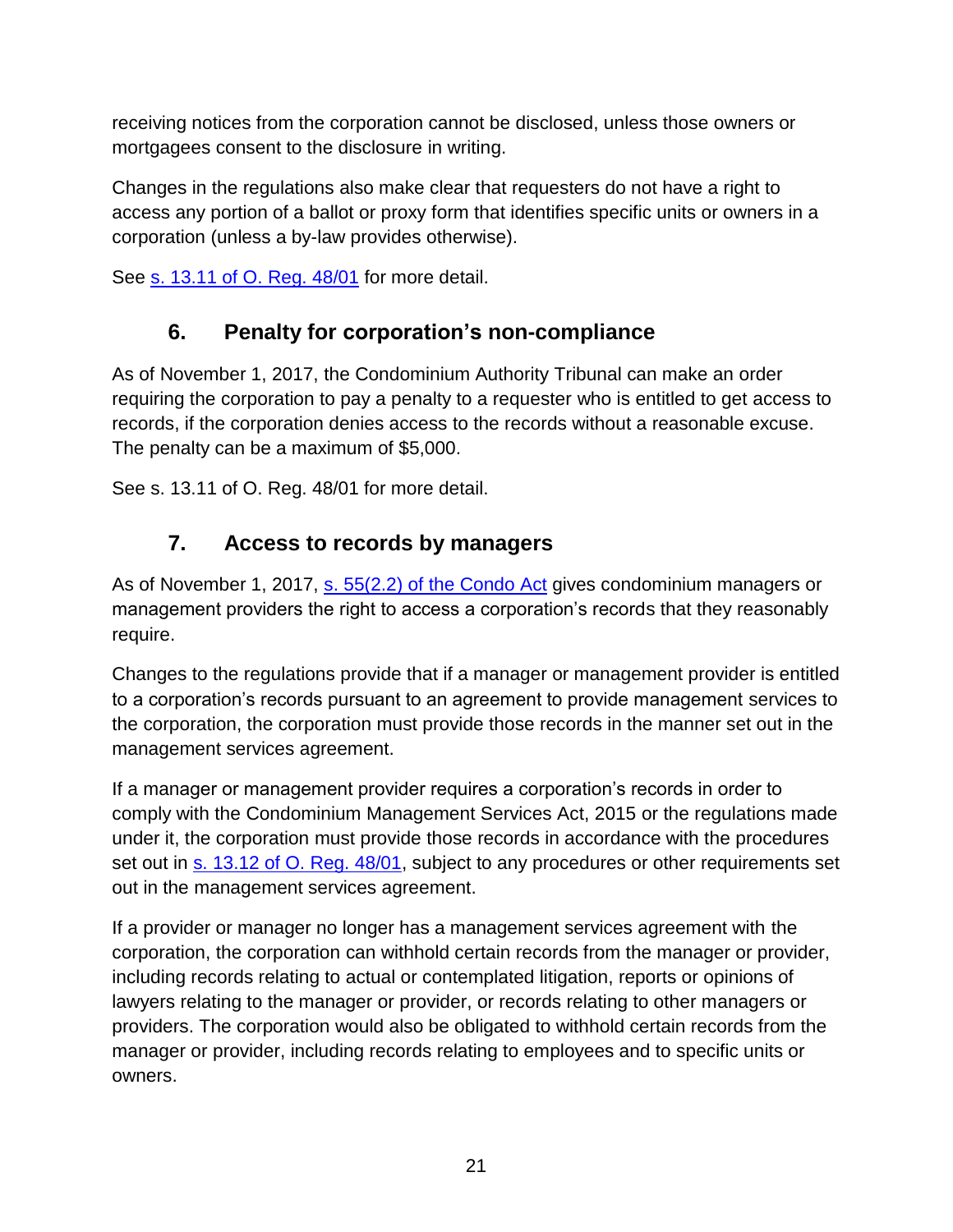receiving notices from the corporation cannot be disclosed, unless those owners or mortgagees consent to the disclosure in writing.

Changes in the regulations also make clear that requesters do not have a right to access any portion of a ballot or proxy form that identifies specific units or owners in a corporation (unless a by-law provides otherwise).

See [s. 13.11 of O. Reg. 48/01](#) for more detail.

## 6. Penalty for corporation's non-compliance

As of November 1, 2017, the Condominium Authority Tribunal can make an order requiring the corporation to pay a penalty to a requester who is entitled to get access to records, if the corporation denies access to the records without a reasonable excuse. The penalty can be a maximum of $5,000.

See s. 13.11 of O. Reg. 48/01 for more detail.

## 7. Access to records by managers

As of November 1, 2017, [s. 55(2.2) of the Condo Act](#) gives condominium managers or management providers the right to access a corporation's records that they reasonably require.

Changes to the regulations provide that if a manager or management provider is entitled to a corporation's records pursuant to an agreement to provide management services to the corporation, the corporation must provide those records in the manner set out in the management services agreement.

If a manager or management provider requires a corporation's records in order to comply with the Condominium Management Services Act, 2015 or the regulations made under it, the corporation must provide those records in accordance with the procedures set out in [s. 13.12 of O. Reg. 48/01](#), subject to any procedures or other requirements set out in the management services agreement.

If a provider or manager no longer has a management services agreement with the corporation, the corporation can withhold certain records from the manager or provider, including records relating to actual or contemplated litigation, reports or opinions of lawyers relating to the manager or provider, or records relating to other managers or providers. The corporation would also be obligated to withhold certain records from the manager or provider, including records relating to employees and to specific units or owners.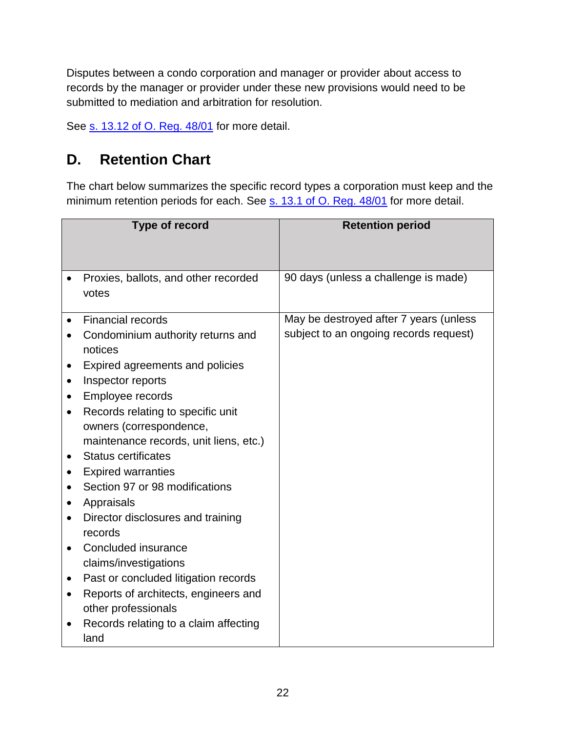Disputes between a condo corporation and manager or provider about access to records by the manager or provider under these new provisions would need to be submitted to mediation and arbitration for resolution.

See [s. 13.12 of O. Reg. 48/01] for more detail.

## D. Retention Chart

The chart below summarizes the specific record types a corporation must keep and the minimum retention periods for each. See [s. 13.1 of O. Reg. 48/01] for more detail.

| Type of record | Retention period |
|---|---|
| • Proxies, ballots, and other recorded votes | 90 days (unless a challenge is made) |
| • Financial records<br>• Condominium authority returns and notices<br>• Expired agreements and policies<br>• Inspector reports<br>• Employee records<br>• Records relating to specific unit owners (correspondence, maintenance records, unit liens, etc.)<br>• Status certificates<br>• Expired warranties<br>• Section 97 or 98 modifications<br>• Appraisals<br>• Director disclosures and training records<br>• Concluded insurance claims/investigations<br>• Past or concluded litigation records<br>• Reports of architects, engineers and other professionals<br>• Records relating to a claim affecting land | May be destroyed after 7 years (unless subject to an ongoing records request) |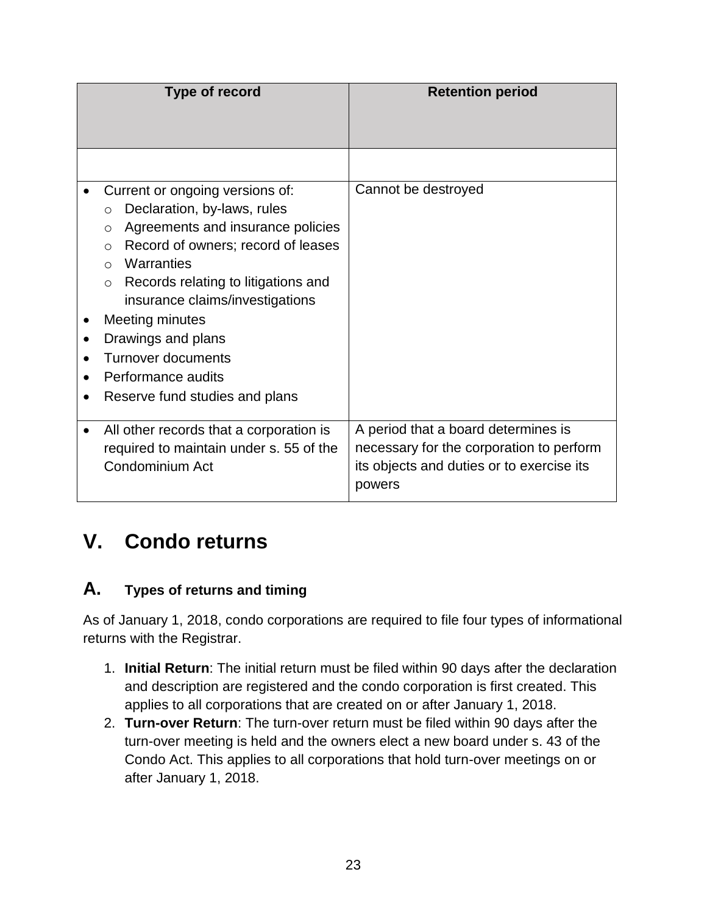| Type of record | Retention period |
| --- | --- |
| | |
| • Current or ongoing versions of:<br>  ○ Declaration, by-laws, rules<br>  ○ Agreements and insurance policies<br>  ○ Record of owners; record of leases<br>  ○ Warranties<br>  ○ Records relating to litigations and insurance claims/investigations<br>• Meeting minutes<br>• Drawings and plans<br>• Turnover documents<br>• Performance audits<br>• Reserve fund studies and plans | Cannot be destroyed |
| • All other records that a corporation is required to maintain under s. 55 of the Condominium Act | A period that a board determines is necessary for the corporation to perform its objects and duties or to exercise its powers |

# V. Condo returns

## A. Types of returns and timing

As of January 1, 2018, condo corporations are required to file four types of informational returns with the Registrar.

1. **Initial Return**: The initial return must be filed within 90 days after the declaration and description are registered and the condo corporation is first created. This applies to all corporations that are created on or after January 1, 2018.
2. **Turn-over Return**: The turn-over return must be filed within 90 days after the turn-over meeting is held and the owners elect a new board under s. 43 of the Condo Act. This applies to all corporations that hold turn-over meetings on or after January 1, 2018.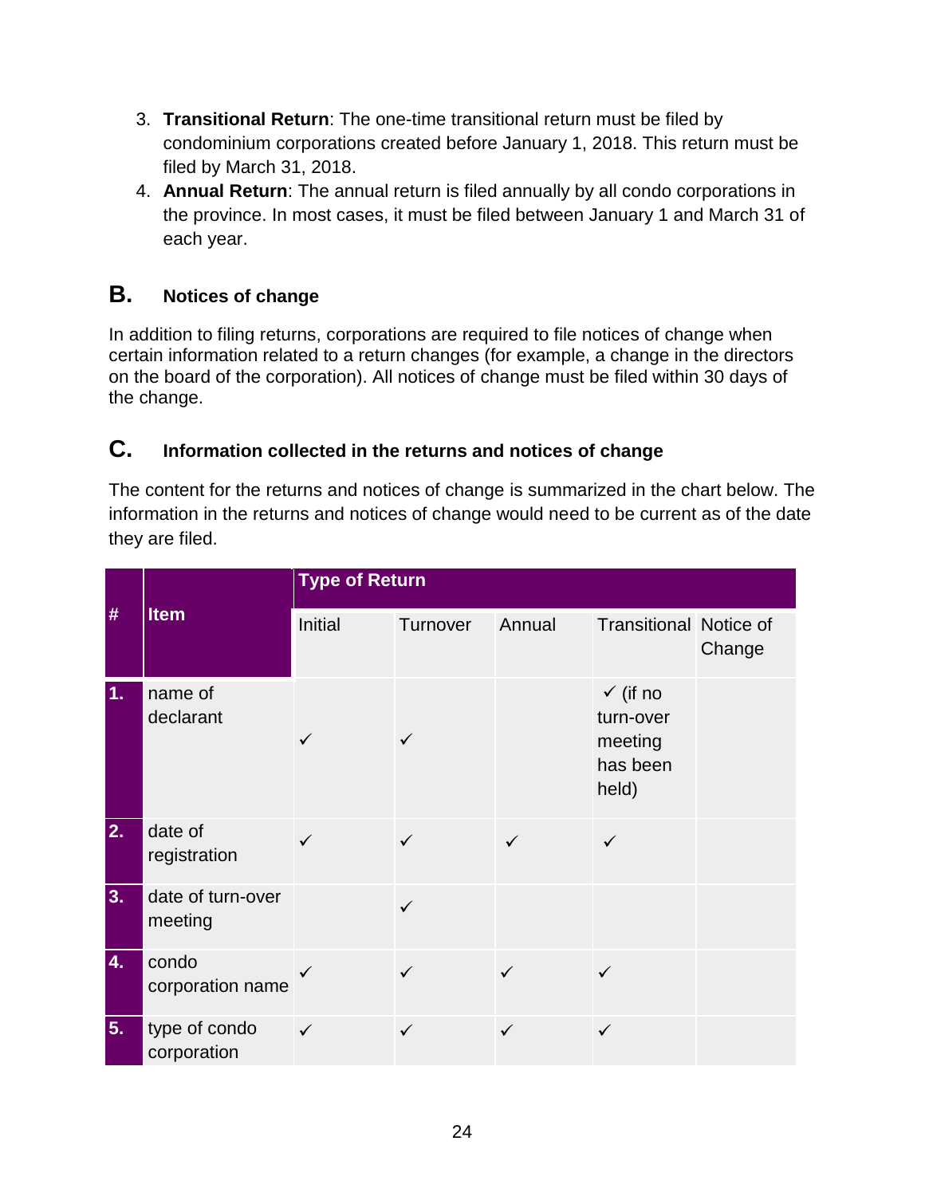3. **Transitional Return**: The one-time transitional return must be filed by condominium corporations created before January 1, 2018. This return must be filed by March 31, 2018.
4. **Annual Return**: The annual return is filed annually by all condo corporations in the province. In most cases, it must be filed between January 1 and March 31 of each year.

## B. Notices of change

In addition to filing returns, corporations are required to file notices of change when certain information related to a return changes (for example, a change in the directors on the board of the corporation). All notices of change must be filed within 30 days of the change.

## C. Information collected in the returns and notices of change

The content for the returns and notices of change is summarized in the chart below. The information in the returns and notices of change would need to be current as of the date they are filed.

| # | Item | Type of Return | | | | |
|---|---|---|---|---|---|---|
| | | Initial | Turnover | Annual | Transitional | Notice of Change |
| 1. | name of declarant | ✓ | ✓ | | ✓ (if no turn-over meeting has been held) | |
| 2. | date of registration | ✓ | ✓ | ✓ | ✓ | |
| 3. | date of turn-over meeting | | ✓ | | | |
| 4. | condo corporation name | ✓ | ✓ | ✓ | ✓ | |
| 5. | type of condo corporation | ✓ | ✓ | ✓ | ✓ | |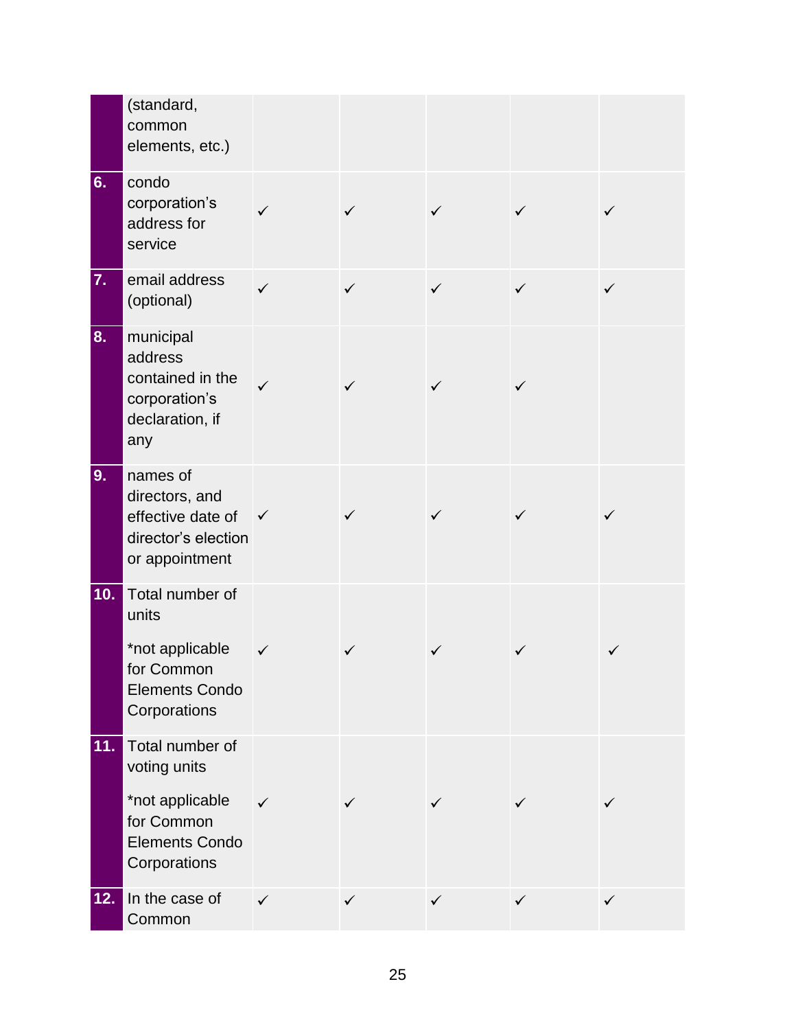| | | | | | | |
|---|---|---|---|---|---|---|
| | (standard, common elements, etc.) | | | | | |
| 6. | condo corporation's address for service | ✓ | ✓ | ✓ | ✓ | ✓ |
| 7. | email address (optional) | ✓ | ✓ | ✓ | ✓ | ✓ |
| 8. | municipal address contained in the corporation's declaration, if any | ✓ | ✓ | ✓ | ✓ | |
| 9. | names of directors, and effective date of director's election or appointment | ✓ | ✓ | ✓ | ✓ | ✓ |
| 10. | Total number of units<br><br>*not applicable for Common Elements Condo Corporations | ✓ | ✓ | ✓ | ✓ | ✓ |
| 11. | Total number of voting units<br><br>*not applicable for Common Elements Condo Corporations | ✓ | ✓ | ✓ | ✓ | ✓ |
| 12. | In the case of Common | ✓ | ✓ | ✓ | ✓ | ✓ |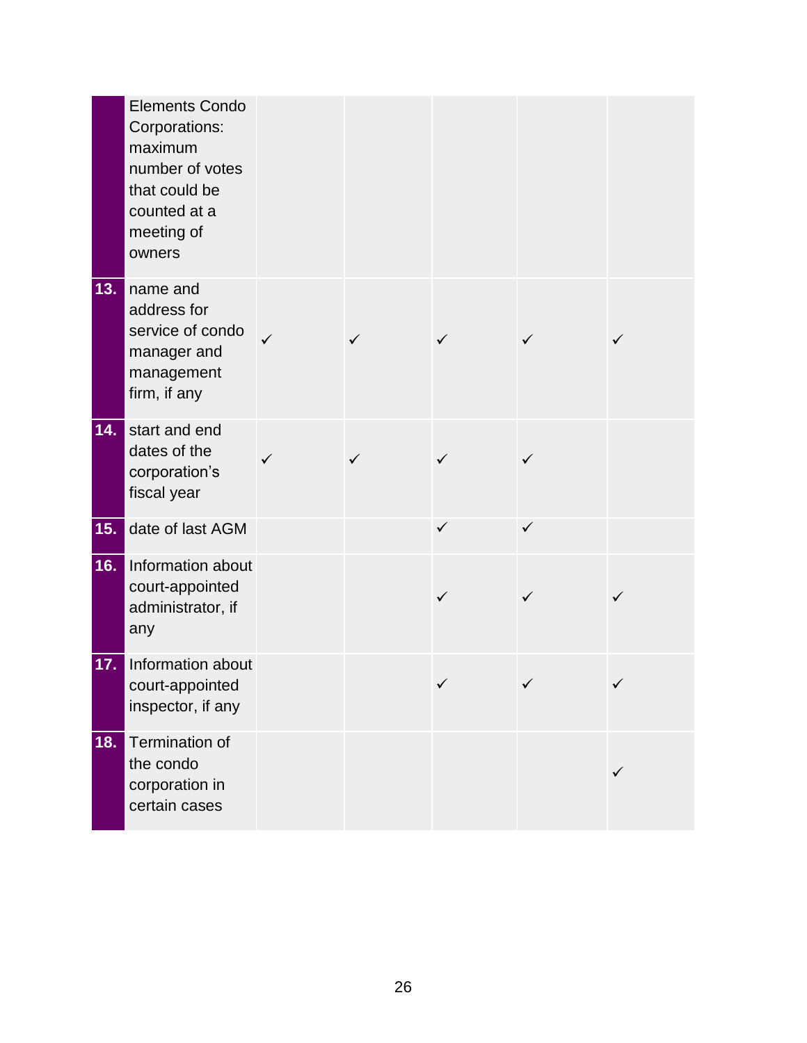| | | | | | | |
|---|---|---|---|---|---|---|
| | Elements Condo Corporations: maximum number of votes that could be counted at a meeting of owners | | | | | |
| **13.** | name and address for service of condo manager and management firm, if any | ✓ | ✓ | ✓ | ✓ | ✓ |
| **14.** | start and end dates of the corporation's fiscal year | ✓ | ✓ | ✓ | ✓ | |
| **15.** | date of last AGM | | | ✓ | ✓ | |
| **16.** | Information about court-appointed administrator, if any | | | ✓ | ✓ | ✓ |
| **17.** | Information about court-appointed inspector, if any | | | ✓ | ✓ | ✓ |
| **18.** | Termination of the condo corporation in certain cases | | | | | ✓ |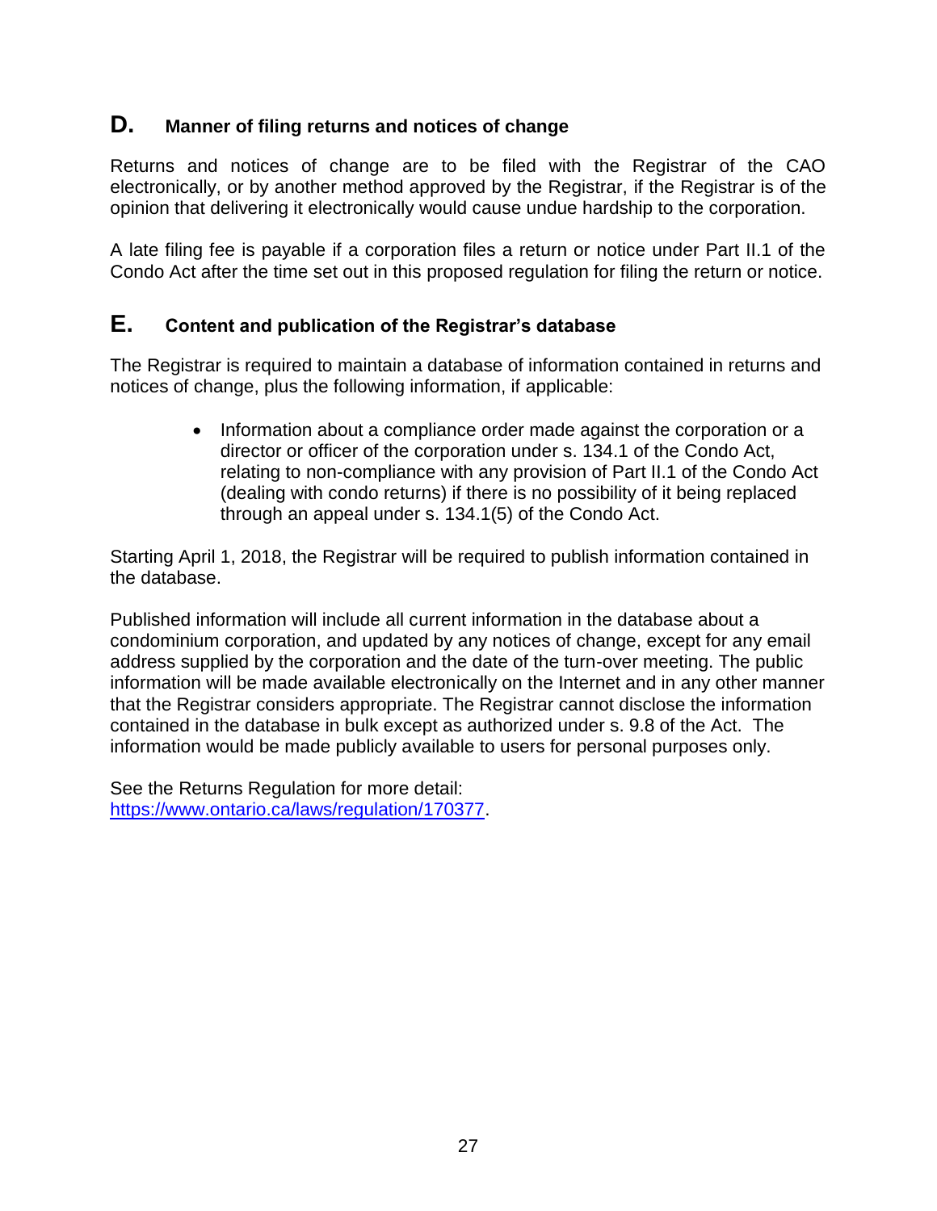## D. Manner of filing returns and notices of change

Returns and notices of change are to be filed with the Registrar of the CAO electronically, or by another method approved by the Registrar, if the Registrar is of the opinion that delivering it electronically would cause undue hardship to the corporation.

A late filing fee is payable if a corporation files a return or notice under Part II.1 of the Condo Act after the time set out in this proposed regulation for filing the return or notice.

## E. Content and publication of the Registrar's database

The Registrar is required to maintain a database of information contained in returns and notices of change, plus the following information, if applicable:

- Information about a compliance order made against the corporation or a director or officer of the corporation under s. 134.1 of the Condo Act, relating to non-compliance with any provision of Part II.1 of the Condo Act (dealing with condo returns) if there is no possibility of it being replaced through an appeal under s. 134.1(5) of the Condo Act.

Starting April 1, 2018, the Registrar will be required to publish information contained in the database.

Published information will include all current information in the database about a condominium corporation, and updated by any notices of change, except for any email address supplied by the corporation and the date of the turn-over meeting. The public information will be made available electronically on the Internet and in any other manner that the Registrar considers appropriate. The Registrar cannot disclose the information contained in the database in bulk except as authorized under s. 9.8 of the Act. The information would be made publicly available to users for personal purposes only.

See the Returns Regulation for more detail: https://www.ontario.ca/laws/regulation/170377.